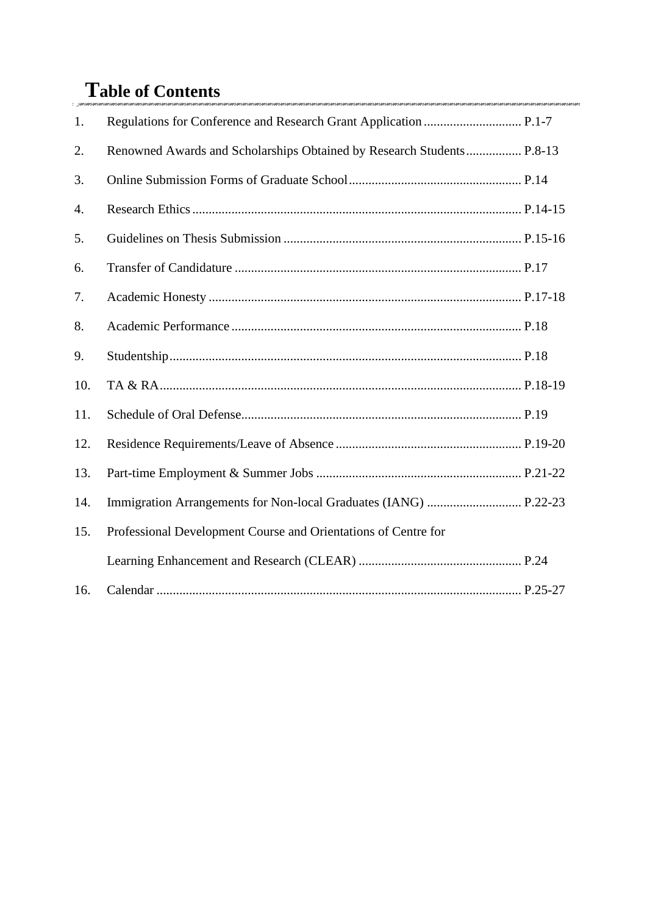# Table of Contents

| | | |
|---|---|---|
| 1. | Regulations for Conference and Research Grant Application | P.1-7 |
| 2. | Renowned Awards and Scholarships Obtained by Research Students | P.8-13 |
| 3. | Online Submission Forms of Graduate School | P.14 |
| 4. | Research Ethics | P.14-15 |
| 5. | Guidelines on Thesis Submission | P.15-16 |
| 6. | Transfer of Candidature | P.17 |
| 7. | Academic Honesty | P.17-18 |
| 8. | Academic Performance | P.18 |
| 9. | Studentship | P.18 |
| 10. | TA & RA | P.18-19 |
| 11. | Schedule of Oral Defense | P.19 |
| 12. | Residence Requirements/Leave of Absence | P.19-20 |
| 13. | Part-time Employment & Summer Jobs | P.21-22 |
| 14. | Immigration Arrangements for Non-local Graduates (IANG) | P.22-23 |
| 15. | Professional Development Course and Orientations of Centre for Learning Enhancement and Research (CLEAR) | P.24 |
| 16. | Calendar | P.25-27 |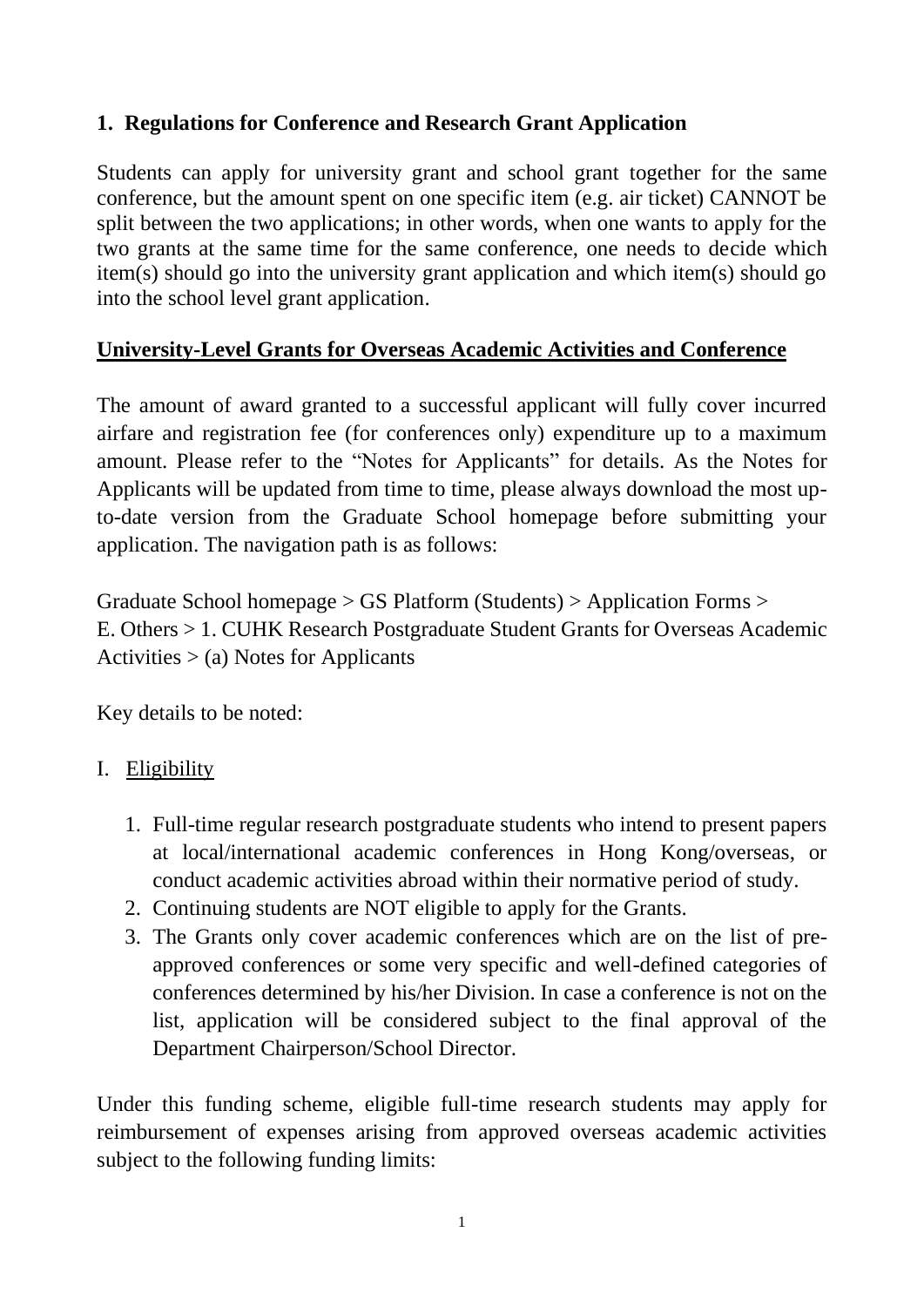## 1. Regulations for Conference and Research Grant Application

Students can apply for university grant and school grant together for the same conference, but the amount spent on one specific item (e.g. air ticket) CANNOT be split between the two applications; in other words, when one wants to apply for the two grants at the same time for the same conference, one needs to decide which item(s) should go into the university grant application and which item(s) should go into the school level grant application.

### <u>University-Level Grants for Overseas Academic Activities and Conference</u>

The amount of award granted to a successful applicant will fully cover incurred airfare and registration fee (for conferences only) expenditure up to a maximum amount. Please refer to the "Notes for Applicants" for details. As the Notes for Applicants will be updated from time to time, please always download the most up-to-date version from the Graduate School homepage before submitting your application. The navigation path is as follows:

Graduate School homepage > GS Platform (Students) > Application Forms > E. Others > 1. CUHK Research Postgraduate Student Grants for Overseas Academic Activities > (a) Notes for Applicants

Key details to be noted:

I. <u>Eligibility</u>

1. Full-time regular research postgraduate students who intend to present papers at local/international academic conferences in Hong Kong/overseas, or conduct academic activities abroad within their normative period of study.
2. Continuing students are NOT eligible to apply for the Grants.
3. The Grants only cover academic conferences which are on the list of pre-approved conferences or some very specific and well-defined categories of conferences determined by his/her Division. In case a conference is not on the list, application will be considered subject to the final approval of the Department Chairperson/School Director.

Under this funding scheme, eligible full-time research students may apply for reimbursement of expenses arising from approved overseas academic activities subject to the following funding limits: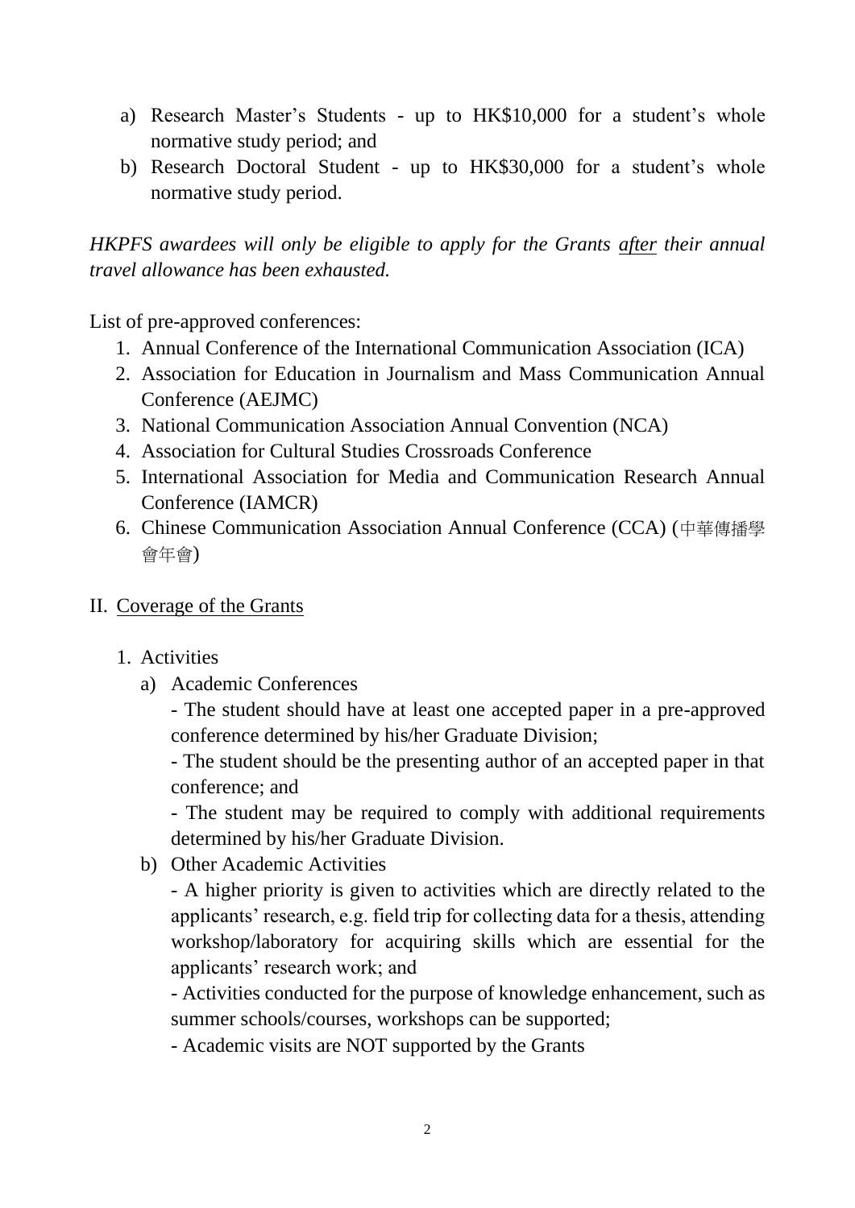a) Research Master's Students - up to HK$10,000 for a student's whole normative study period; and
b) Research Doctoral Student - up to HK$30,000 for a student's whole normative study period.

*HKPFS awardees will only be eligible to apply for the Grants* ***after*** *their annual travel allowance has been exhausted.*

List of pre-approved conferences:

1. Annual Conference of the International Communication Association (ICA)
2. Association for Education in Journalism and Mass Communication Annual Conference (AEJMC)
3. National Communication Association Annual Convention (NCA)
4. Association for Cultural Studies Crossroads Conference
5. International Association for Media and Communication Research Annual Conference (IAMCR)
6. Chinese Communication Association Annual Conference (CCA) (中華傳播學會年會)

## II. Coverage of the Grants

1. Activities
   a) Academic Conferences

      - The student should have at least one accepted paper in a pre-approved conference determined by his/her Graduate Division;
      - The student should be the presenting author of an accepted paper in that conference; and
      - The student may be required to comply with additional requirements determined by his/her Graduate Division.

   b) Other Academic Activities

      - A higher priority is given to activities which are directly related to the applicants' research, e.g. field trip for collecting data for a thesis, attending workshop/laboratory for acquiring skills which are essential for the applicants' research work; and
      - Activities conducted for the purpose of knowledge enhancement, such as summer schools/courses, workshops can be supported;
      - Academic visits are NOT supported by the Grants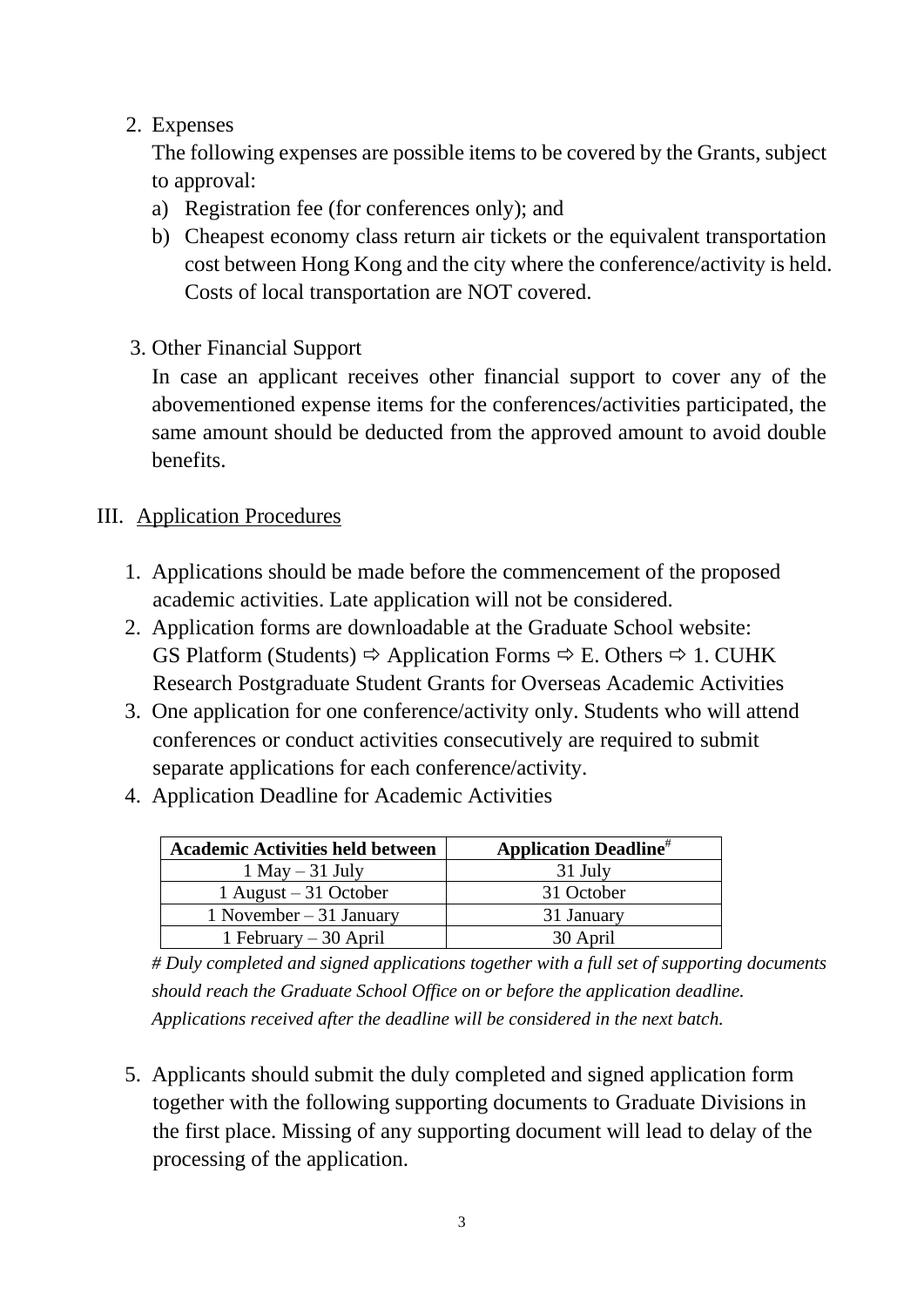2. Expenses

   The following expenses are possible items to be covered by the Grants, subject to approval:

   a) Registration fee (for conferences only); and
   b) Cheapest economy class return air tickets or the equivalent transportation cost between Hong Kong and the city where the conference/activity is held. Costs of local transportation are NOT covered.

3. Other Financial Support

   In case an applicant receives other financial support to cover any of the abovementioned expense items for the conferences/activities participated, the same amount should be deducted from the approved amount to avoid double benefits.

## III. Application Procedures

1. Applications should be made before the commencement of the proposed academic activities. Late application will not be considered.
2. Application forms are downloadable at the Graduate School website: GS Platform (Students) ⇨ Application Forms ⇨ E. Others ⇨ 1. CUHK Research Postgraduate Student Grants for Overseas Academic Activities
3. One application for one conference/activity only. Students who will attend conferences or conduct activities consecutively are required to submit separate applications for each conference/activity.
4. Application Deadline for Academic Activities

| Academic Activities held between | Application Deadline# |
|---|---|
| 1 May – 31 July | 31 July |
| 1 August – 31 October | 31 October |
| 1 November – 31 January | 31 January |
| 1 February – 30 April | 30 April |

*# Duly completed and signed applications together with a full set of supporting documents should reach the Graduate School Office on or before the application deadline. Applications received after the deadline will be considered in the next batch.*

5. Applicants should submit the duly completed and signed application form together with the following supporting documents to Graduate Divisions in the first place. Missing of any supporting document will lead to delay of the processing of the application.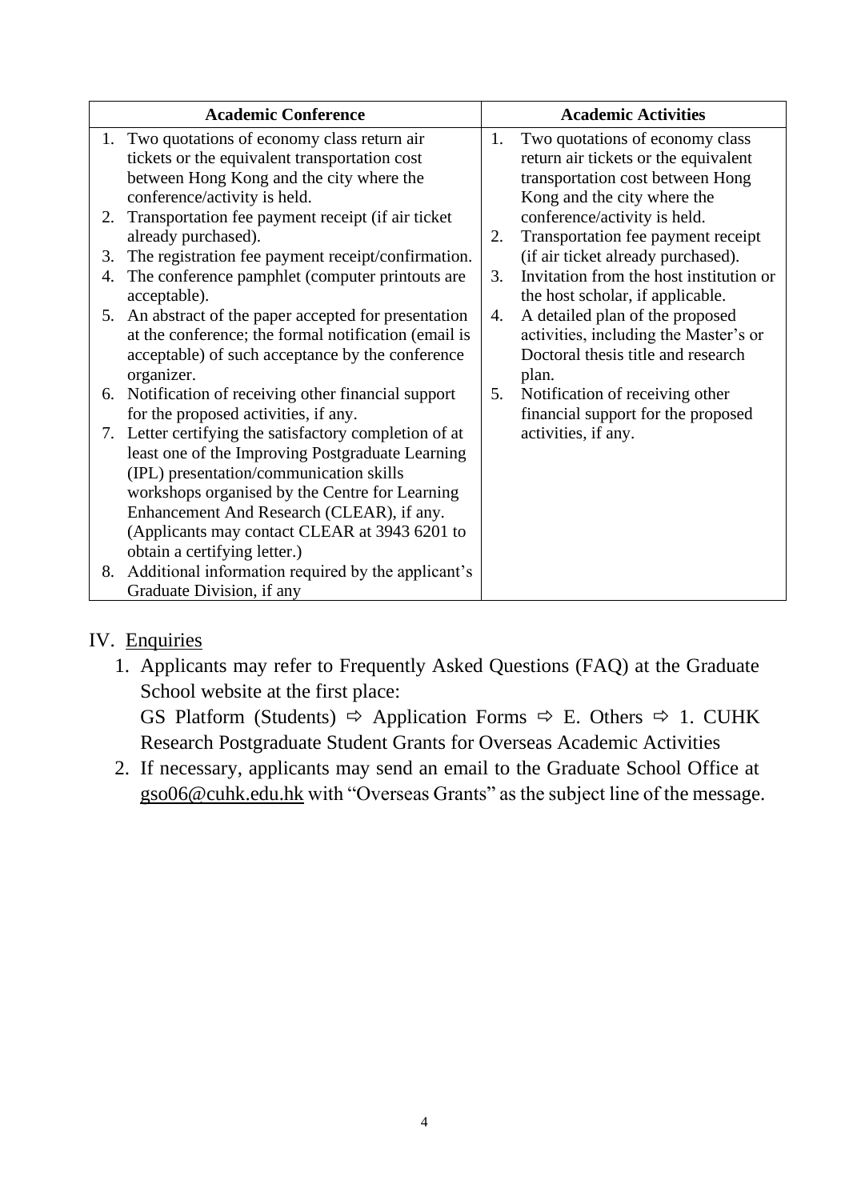| Academic Conference | Academic Activities |
| --- | --- |
| 1. Two quotations of economy class return air tickets or the equivalent transportation cost between Hong Kong and the city where the conference/activity is held.<br>2. Transportation fee payment receipt (if air ticket already purchased).<br>3. The registration fee payment receipt/confirmation.<br>4. The conference pamphlet (computer printouts are acceptable).<br>5. An abstract of the paper accepted for presentation at the conference; the formal notification (email is acceptable) of such acceptance by the conference organizer.<br>6. Notification of receiving other financial support for the proposed activities, if any.<br>7. Letter certifying the satisfactory completion of at least one of the Improving Postgraduate Learning (IPL) presentation/communication skills workshops organised by the Centre for Learning Enhancement And Research (CLEAR), if any. (Applicants may contact CLEAR at 3943 6201 to obtain a certifying letter.)<br>8. Additional information required by the applicant's Graduate Division, if any | 1. Two quotations of economy class return air tickets or the equivalent transportation cost between Hong Kong and the city where the conference/activity is held.<br>2. Transportation fee payment receipt (if air ticket already purchased).<br>3. Invitation from the host institution or the host scholar, if applicable.<br>4. A detailed plan of the proposed activities, including the Master's or Doctoral thesis title and research plan.<br>5. Notification of receiving other financial support for the proposed activities, if any. |

## IV. Enquiries

1. Applicants may refer to Frequently Asked Questions (FAQ) at the Graduate School website at the first place:
   GS Platform (Students) ⇨ Application Forms ⇨ E. Others ⇨ 1. CUHK Research Postgraduate Student Grants for Overseas Academic Activities
2. If necessary, applicants may send an email to the Graduate School Office at gso06@cuhk.edu.hk with "Overseas Grants" as the subject line of the message.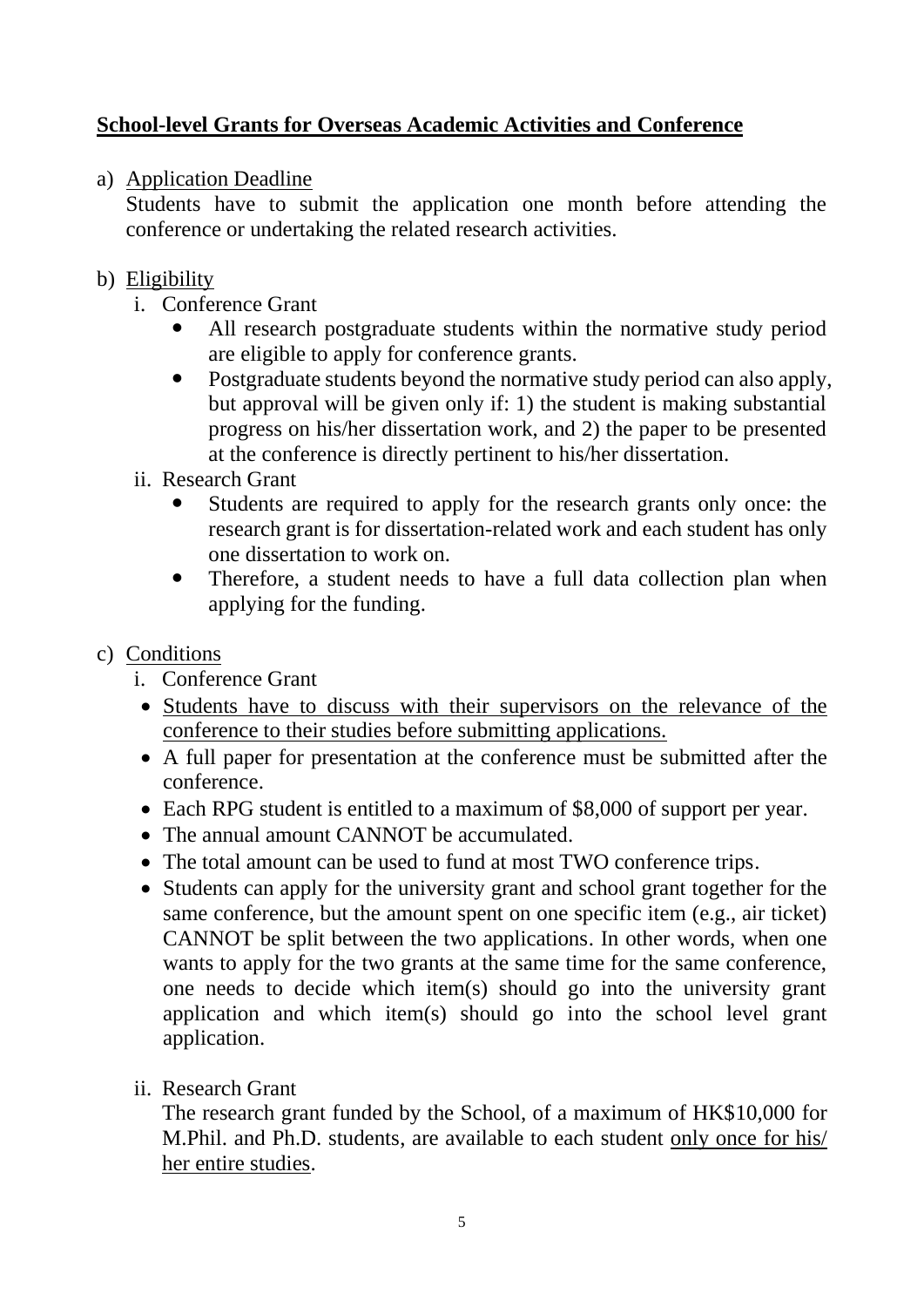## **School-level Grants for Overseas Academic Activities and Conference**

a) Application Deadline

Students have to submit the application one month before attending the conference or undertaking the related research activities.

b) Eligibility

i. Conference Grant

- All research postgraduate students within the normative study period are eligible to apply for conference grants.
- Postgraduate students beyond the normative study period can also apply, but approval will be given only if: 1) the student is making substantial progress on his/her dissertation work, and 2) the paper to be presented at the conference is directly pertinent to his/her dissertation.

ii. Research Grant

- Students are required to apply for the research grants only once: the research grant is for dissertation-related work and each student has only one dissertation to work on.
- Therefore, a student needs to have a full data collection plan when applying for the funding.

c) Conditions

i. Conference Grant

- Students have to discuss with their supervisors on the relevance of the conference to their studies before submitting applications.
- A full paper for presentation at the conference must be submitted after the conference.
- Each RPG student is entitled to a maximum of $8,000 of support per year.
- The annual amount CANNOT be accumulated.
- The total amount can be used to fund at most TWO conference trips.
- Students can apply for the university grant and school grant together for the same conference, but the amount spent on one specific item (e.g., air ticket) CANNOT be split between the two applications. In other words, when one wants to apply for the two grants at the same time for the same conference, one needs to decide which item(s) should go into the university grant application and which item(s) should go into the school level grant application.

ii. Research Grant

The research grant funded by the School, of a maximum of HK$10,000 for M.Phil. and Ph.D. students, are available to each student only once for his/her entire studies.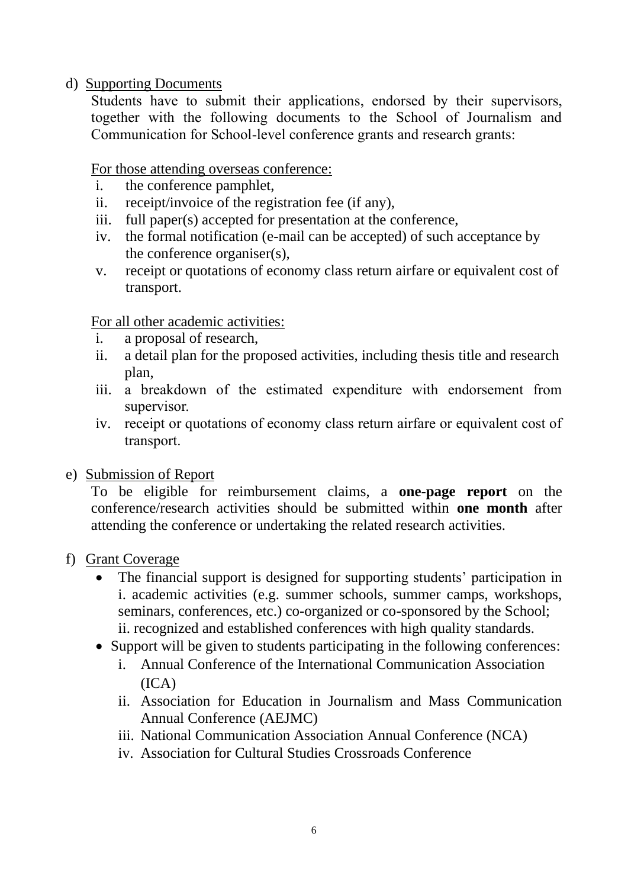d) Supporting Documents

Students have to submit their applications, endorsed by their supervisors, together with the following documents to the School of Journalism and Communication for School-level conference grants and research grants:

For those attending overseas conference:

i. the conference pamphlet,
ii. receipt/invoice of the registration fee (if any),
iii. full paper(s) accepted for presentation at the conference,
iv. the formal notification (e-mail can be accepted) of such acceptance by the conference organiser(s),
v. receipt or quotations of economy class return airfare or equivalent cost of transport.

For all other academic activities:

i. a proposal of research,
ii. a detail plan for the proposed activities, including thesis title and research plan,
iii. a breakdown of the estimated expenditure with endorsement from supervisor.
iv. receipt or quotations of economy class return airfare or equivalent cost of transport.

e) Submission of Report

To be eligible for reimbursement claims, a **one-page report** on the conference/research activities should be submitted within **one month** after attending the conference or undertaking the related research activities.

f) Grant Coverage

- The financial support is designed for supporting students' participation in i. academic activities (e.g. summer schools, summer camps, workshops, seminars, conferences, etc.) co-organized or co-sponsored by the School; ii. recognized and established conferences with high quality standards.
- Support will be given to students participating in the following conferences:
  i. Annual Conference of the International Communication Association (ICA)
  ii. Association for Education in Journalism and Mass Communication Annual Conference (AEJMC)
  iii. National Communication Association Annual Conference (NCA)
  iv. Association for Cultural Studies Crossroads Conference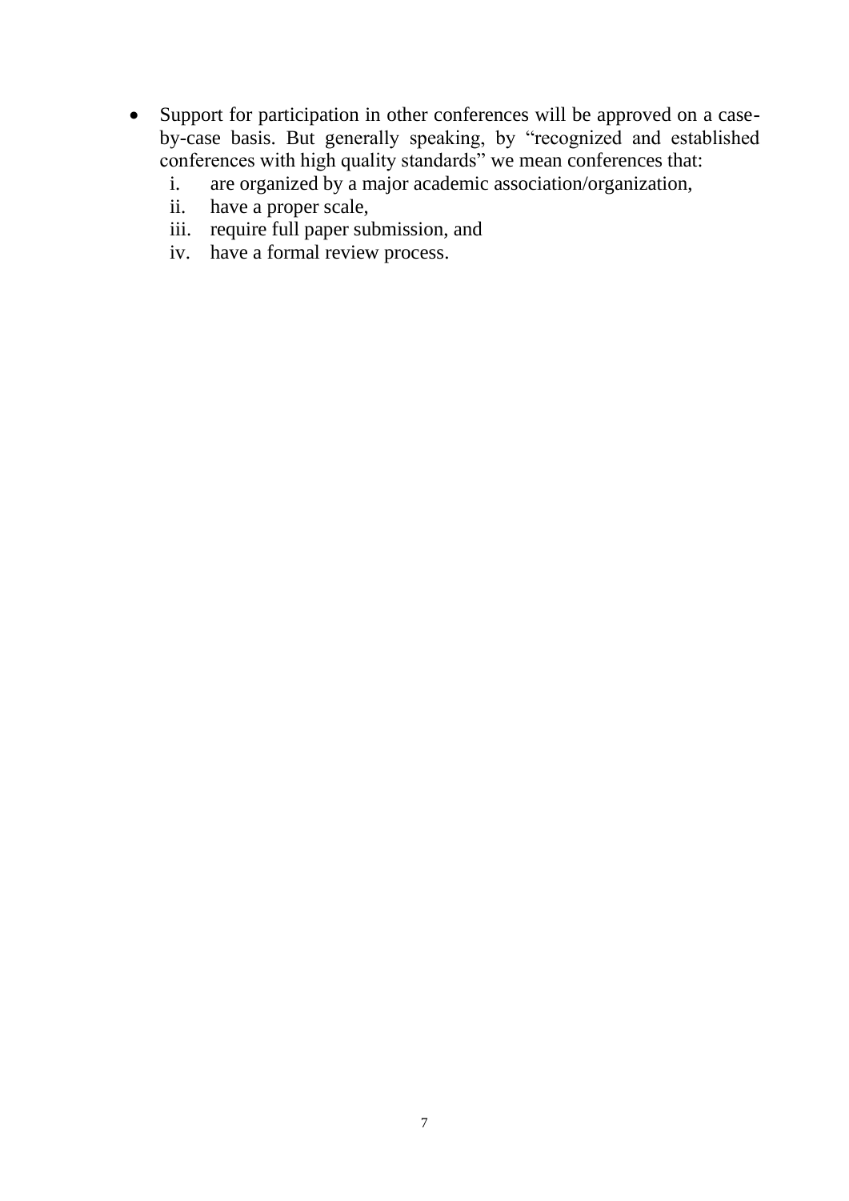- Support for participation in other conferences will be approved on a case-by-case basis. But generally speaking, by "recognized and established conferences with high quality standards" we mean conferences that:
    i. are organized by a major academic association/organization,
    ii. have a proper scale,
    iii. require full paper submission, and
    iv. have a formal review process.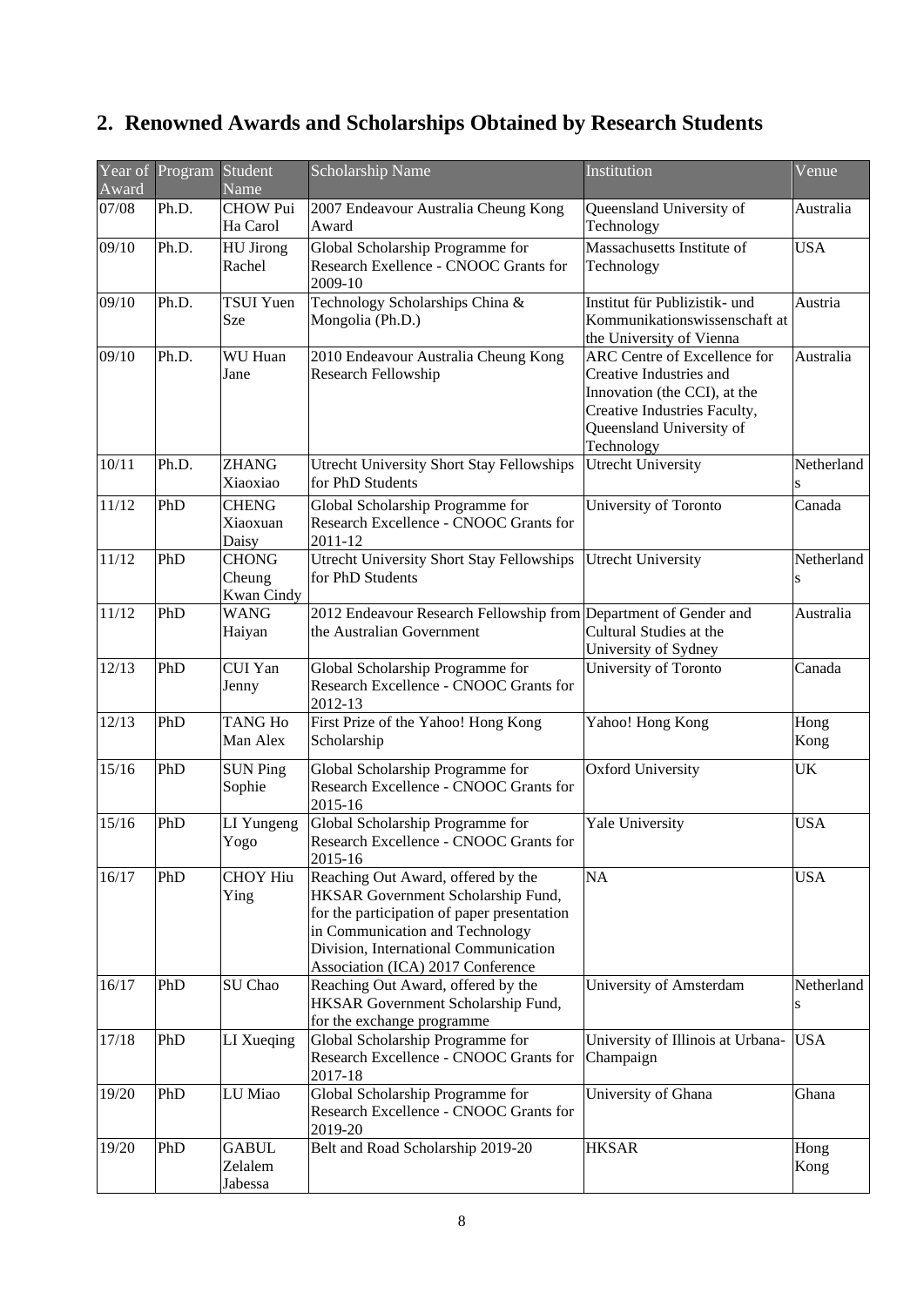## 2. Renowned Awards and Scholarships Obtained by Research Students

| Year of Award | Program | Student Name | Scholarship Name | Institution | Venue |
|---|---|---|---|---|---|
| 07/08 | Ph.D. | CHOW Pui Ha Carol | 2007 Endeavour Australia Cheung Kong Award | Queensland University of Technology | Australia |
| 09/10 | Ph.D. | HU Jirong Rachel | Global Scholarship Programme for Research Exellence - CNOOC Grants for 2009-10 | Massachusetts Institute of Technology | USA |
| 09/10 | Ph.D. | TSUI Yuen Sze | Technology Scholarships China & Mongolia (Ph.D.) | Institut für Publizistik- und Kommunikationswissenschaft at the University of Vienna | Austria |
| 09/10 | Ph.D. | WU Huan Jane | 2010 Endeavour Australia Cheung Kong Research Fellowship | ARC Centre of Excellence for Creative Industries and Innovation (the CCI), at the Creative Industries Faculty, Queensland University of Technology | Australia |
| 10/11 | Ph.D. | ZHANG Xiaoxiao | Utrecht University Short Stay Fellowships for PhD Students | Utrecht University | Netherlands |
| 11/12 | PhD | CHENG Xiaoxuan Daisy | Global Scholarship Programme for Research Excellence - CNOOC Grants for 2011-12 | University of Toronto | Canada |
| 11/12 | PhD | CHONG Cheung Kwan Cindy | Utrecht University Short Stay Fellowships for PhD Students | Utrecht University | Netherlands |
| 11/12 | PhD | WANG Haiyan | 2012 Endeavour Research Fellowship from the Australian Government | Department of Gender and Cultural Studies at the University of Sydney | Australia |
| 12/13 | PhD | CUI Yan Jenny | Global Scholarship Programme for Research Excellence - CNOOC Grants for 2012-13 | University of Toronto | Canada |
| 12/13 | PhD | TANG Ho Man Alex | First Prize of the Yahoo! Hong Kong Scholarship | Yahoo! Hong Kong | Hong Kong |
| 15/16 | PhD | SUN Ping Sophie | Global Scholarship Programme for Research Excellence - CNOOC Grants for 2015-16 | Oxford University | UK |
| 15/16 | PhD | LI Yungeng Yogo | Global Scholarship Programme for Research Excellence - CNOOC Grants for 2015-16 | Yale University | USA |
| 16/17 | PhD | CHOY Hiu Ying | Reaching Out Award, offered by the HKSAR Government Scholarship Fund, for the participation of paper presentation in Communication and Technology Division, International Communication Association (ICA) 2017 Conference | NA | USA |
| 16/17 | PhD | SU Chao | Reaching Out Award, offered by the HKSAR Government Scholarship Fund, for the exchange programme | University of Amsterdam | Netherlands |
| 17/18 | PhD | LI Xueqing | Global Scholarship Programme for Research Excellence - CNOOC Grants for 2017-18 | University of Illinois at Urbana-Champaign | USA |
| 19/20 | PhD | LU Miao | Global Scholarship Programme for Research Excellence - CNOOC Grants for 2019-20 | University of Ghana | Ghana |
| 19/20 | PhD | GABUL Zelalem Jabessa | Belt and Road Scholarship 2019-20 | HKSAR | Hong Kong |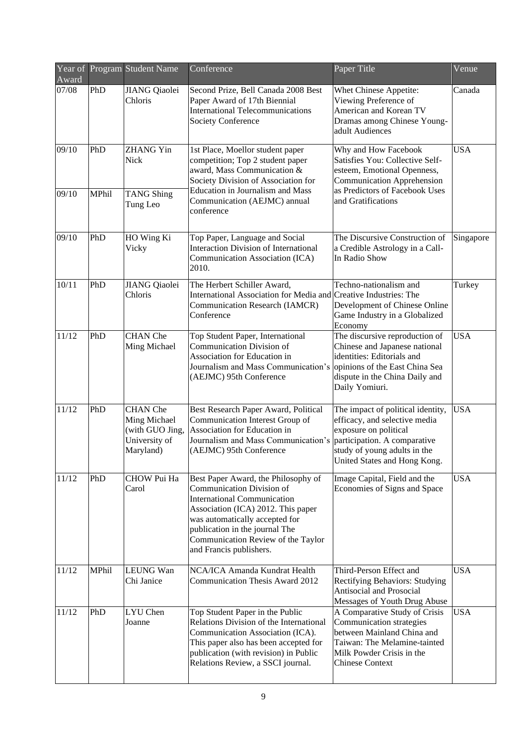| Year of Award | Program | Student Name | Conference | Paper Title | Venue |
|---|---|---|---|---|---|
| 07/08 | PhD | JIANG Qiaolei Chloris | Second Prize, Bell Canada 2008 Best Paper Award of 17th Biennial International Telecommunications Society Conference | Whet Chinese Appetite: Viewing Preference of American and Korean TV Dramas among Chinese Young-adult Audiences | Canada |
| 09/10 | PhD | ZHANG Yin Nick | 1st Place, Moellor student paper competition; Top 2 student paper award, Mass Communication & Society Division of Association for Education in Journalism and Mass Communication (AEJMC) annual conference | Why and How Facebook Satisfies You: Collective Self-esteem, Emotional Openness, Communication Apprehension as Predictors of Facebook Uses and Gratifications | USA |
| 09/10 | MPhil | TANG Shing Tung Leo | | | |
| 09/10 | PhD | HO Wing Ki Vicky | Top Paper, Language and Social Interaction Division of International Communication Association (ICA) 2010. | The Discursive Construction of a Credible Astrology in a Call-In Radio Show | Singapore |
| 10/11 | PhD | JIANG Qiaolei Chloris | The Herbert Schiller Award, International Association for Media and Communication Research (IAMCR) Conference | Techno-nationalism and Creative Industries: The Development of Chinese Online Game Industry in a Globalized Economy | Turkey |
| 11/12 | PhD | CHAN Che Ming Michael | Top Student Paper, International Communication Division of Association for Education in Journalism and Mass Communication's (AEJMC) 95th Conference | The discursive reproduction of Chinese and Japanese national identities: Editorials and opinions of the East China Sea dispute in the China Daily and Daily Yomiuri. | USA |
| 11/12 | PhD | CHAN Che Ming Michael (with GUO Jing, University of Maryland) | Best Research Paper Award, Political Communication Interest Group of Association for Education in Journalism and Mass Communication's (AEJMC) 95th Conference | The impact of political identity, efficacy, and selective media exposure on political participation. A comparative study of young adults in the United States and Hong Kong. | USA |
| 11/12 | PhD | CHOW Pui Ha Carol | Best Paper Award, the Philosophy of Communication Division of International Communication Association (ICA) 2012. This paper was automatically accepted for publication in the journal The Communication Review of the Taylor and Francis publishers. | Image Capital, Field and the Economies of Signs and Space | USA |
| 11/12 | MPhil | LEUNG Wan Chi Janice | NCA/ICA Amanda Kundrat Health Communication Thesis Award 2012 | Third-Person Effect and Rectifying Behaviors: Studying Antisocial and Prosocial Messages of Youth Drug Abuse | USA |
| 11/12 | PhD | LYU Chen Joanne | Top Student Paper in the Public Relations Division of the International Communication Association (ICA). This paper also has been accepted for publication (with revision) in Public Relations Review, a SSCI journal. | A Comparative Study of Crisis Communication strategies between Mainland China and Taiwan: The Melamine-tainted Milk Powder Crisis in the Chinese Context | USA |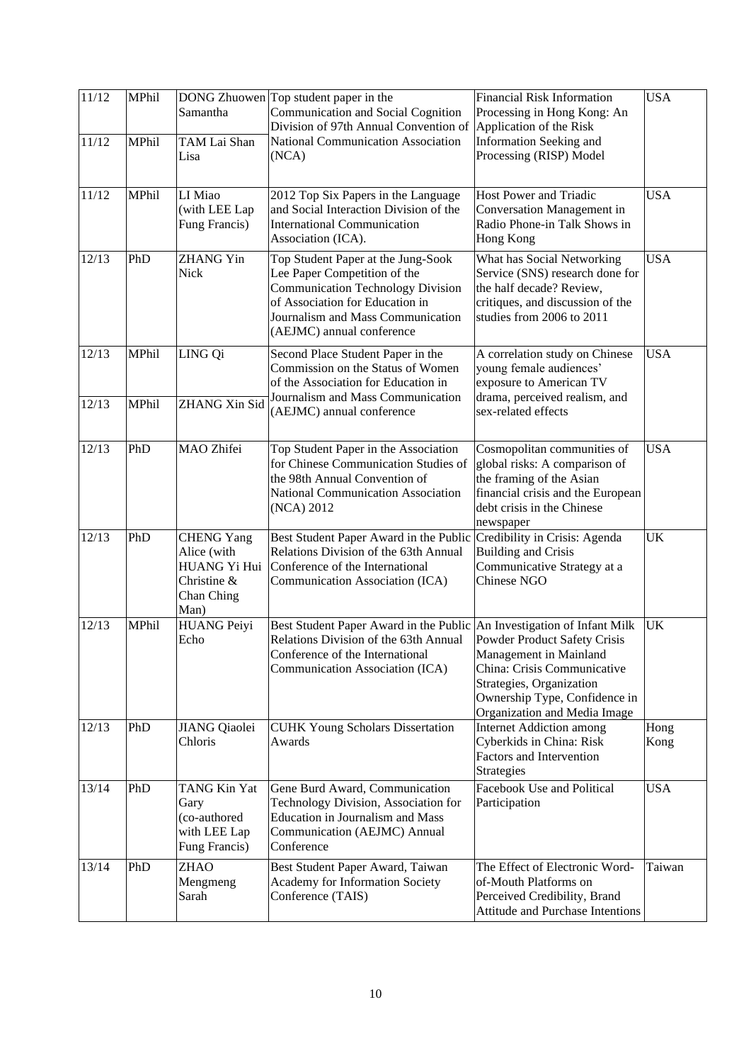| 11/12 | MPhil | DONG Zhuowen Samantha | Top student paper in the Communication and Social Cognition Division of 97th Annual Convention of National Communication Association (NCA) | Financial Risk Information Processing in Hong Kong: An Application of the Risk Information Seeking and Processing (RISP) Model | USA |
|---|---|---|---|---|---|
| 11/12 | MPhil | TAM Lai Shan Lisa | | | |
| 11/12 | MPhil | LI Miao (with LEE Lap Fung Francis) | 2012 Top Six Papers in the Language and Social Interaction Division of the International Communication Association (ICA). | Host Power and Triadic Conversation Management in Radio Phone-in Talk Shows in Hong Kong | USA |
| 12/13 | PhD | ZHANG Yin Nick | Top Student Paper at the Jung-Sook Lee Paper Competition of the Communication Technology Division of Association for Education in Journalism and Mass Communication (AEJMC) annual conference | What has Social Networking Service (SNS) research done for the half decade? Review, critiques, and discussion of the studies from 2006 to 2011 | USA |
| 12/13 | MPhil | LING Qi | Second Place Student Paper in the Commission on the Status of Women of the Association for Education in Journalism and Mass Communication (AEJMC) annual conference | A correlation study on Chinese young female audiences' exposure to American TV drama, perceived realism, and sex-related effects | USA |
| 12/13 | MPhil | ZHANG Xin Sid | | | |
| 12/13 | PhD | MAO Zhifei | Top Student Paper in the Association for Chinese Communication Studies of the 98th Annual Convention of National Communication Association (NCA) 2012 | Cosmopolitan communities of global risks: A comparison of the framing of the Asian financial crisis and the European debt crisis in the Chinese newspaper | USA |
| 12/13 | PhD | CHENG Yang Alice (with HUANG Yi Hui Christine & Chan Ching Man) | Best Student Paper Award in the Public Relations Division of the 63th Annual Conference of the International Communication Association (ICA) | Credibility in Crisis: Agenda Building and Crisis Communicative Strategy at a Chinese NGO | UK |
| 12/13 | MPhil | HUANG Peiyi Echo | Best Student Paper Award in the Public Relations Division of the 63th Annual Conference of the International Communication Association (ICA) | An Investigation of Infant Milk Powder Product Safety Crisis Management in Mainland China: Crisis Communicative Strategies, Organization Ownership Type, Confidence in Organization and Media Image | UK |
| 12/13 | PhD | JIANG Qiaolei Chloris | CUHK Young Scholars Dissertation Awards | Internet Addiction among Cyberkids in China: Risk Factors and Intervention Strategies | Hong Kong |
| 13/14 | PhD | TANG Kin Yat Gary (co-authored with LEE Lap Fung Francis) | Gene Burd Award, Communication Technology Division, Association for Education in Journalism and Mass Communication (AEJMC) Annual Conference | Facebook Use and Political Participation | USA |
| 13/14 | PhD | ZHAO Mengmeng Sarah | Best Student Paper Award, Taiwan Academy for Information Society Conference (TAIS) | The Effect of Electronic Word-of-Mouth Platforms on Perceived Credibility, Brand Attitude and Purchase Intentions | Taiwan |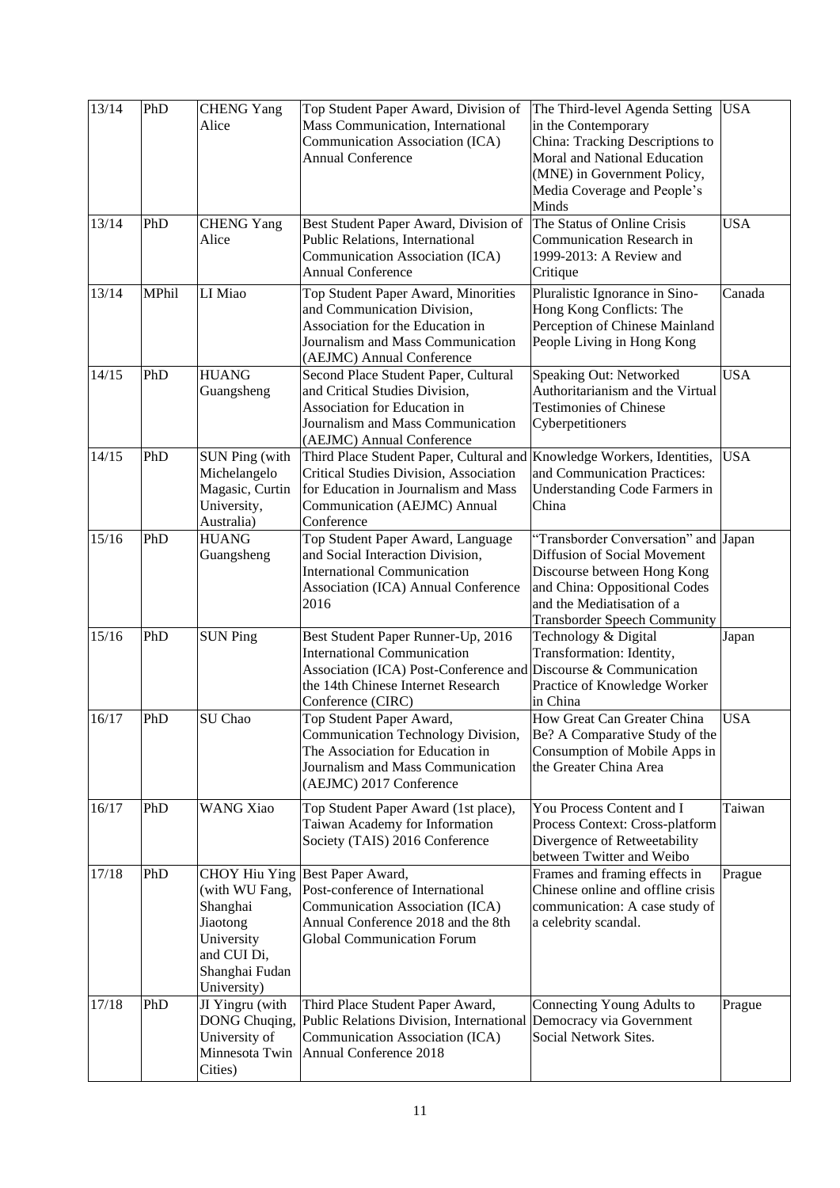| 13/14 | PhD | CHENG Yang Alice | Top Student Paper Award, Division of Mass Communication, International Communication Association (ICA) Annual Conference | The Third-level Agenda Setting in the Contemporary China: Tracking Descriptions to Moral and National Education (MNE) in Government Policy, Media Coverage and People's Minds | USA |
|---|---|---|---|---|---|
| 13/14 | PhD | CHENG Yang Alice | Best Student Paper Award, Division of Public Relations, International Communication Association (ICA) Annual Conference | The Status of Online Crisis Communication Research in 1999-2013: A Review and Critique | USA |
| 13/14 | MPhil | LI Miao | Top Student Paper Award, Minorities and Communication Division, Association for the Education in Journalism and Mass Communication (AEJMC) Annual Conference | Pluralistic Ignorance in Sino-Hong Kong Conflicts: The Perception of Chinese Mainland People Living in Hong Kong | Canada |
| 14/15 | PhD | HUANG Guangsheng | Second Place Student Paper, Cultural and Critical Studies Division, Association for Education in Journalism and Mass Communication (AEJMC) Annual Conference | Speaking Out: Networked Authoritarianism and the Virtual Testimonies of Chinese Cyberpetitioners | USA |
| 14/15 | PhD | SUN Ping (with Michelangelo Magasic, Curtin University, Australia) | Third Place Student Paper, Cultural and Critical Studies Division, Association for Education in Journalism and Mass Communication (AEJMC) Annual Conference | Knowledge Workers, Identities, and Communication Practices: Understanding Code Farmers in China | USA |
| 15/16 | PhD | HUANG Guangsheng | Top Student Paper Award, Language and Social Interaction Division, International Communication Association (ICA) Annual Conference 2016 | "Transborder Conversation" and Diffusion of Social Movement Discourse between Hong Kong and China: Oppositional Codes and the Mediatisation of a Transborder Speech Community | Japan |
| 15/16 | PhD | SUN Ping | Best Student Paper Runner-Up, 2016 International Communication Association (ICA) Post-Conference and the 14th Chinese Internet Research Conference (CIRC) | Technology & Digital Transformation: Identity, Discourse & Communication Practice of Knowledge Worker in China | Japan |
| 16/17 | PhD | SU Chao | Top Student Paper Award, Communication Technology Division, The Association for Education in Journalism and Mass Communication (AEJMC) 2017 Conference | How Great Can Greater China Be? A Comparative Study of the Consumption of Mobile Apps in the Greater China Area | USA |
| 16/17 | PhD | WANG Xiao | Top Student Paper Award (1st place), Taiwan Academy for Information Society (TAIS) 2016 Conference | You Process Content and I Process Context: Cross-platform Divergence of Retweetability between Twitter and Weibo | Taiwan |
| 17/18 | PhD | CHOY Hiu Ying (with WU Fang, Shanghai Jiaotong University and CUI Di, Shanghai Fudan University) | Best Paper Award, Post-conference of International Communication Association (ICA) Annual Conference 2018 and the 8th Global Communication Forum | Frames and framing effects in Chinese online and offline crisis communication: A case study of a celebrity scandal. | Prague |
| 17/18 | PhD | JI Yingru (with DONG Chuqing, University of Minnesota Twin Cities) | Third Place Student Paper Award, Public Relations Division, International Communication Association (ICA) Annual Conference 2018 | Connecting Young Adults to Democracy via Government Social Network Sites. | Prague |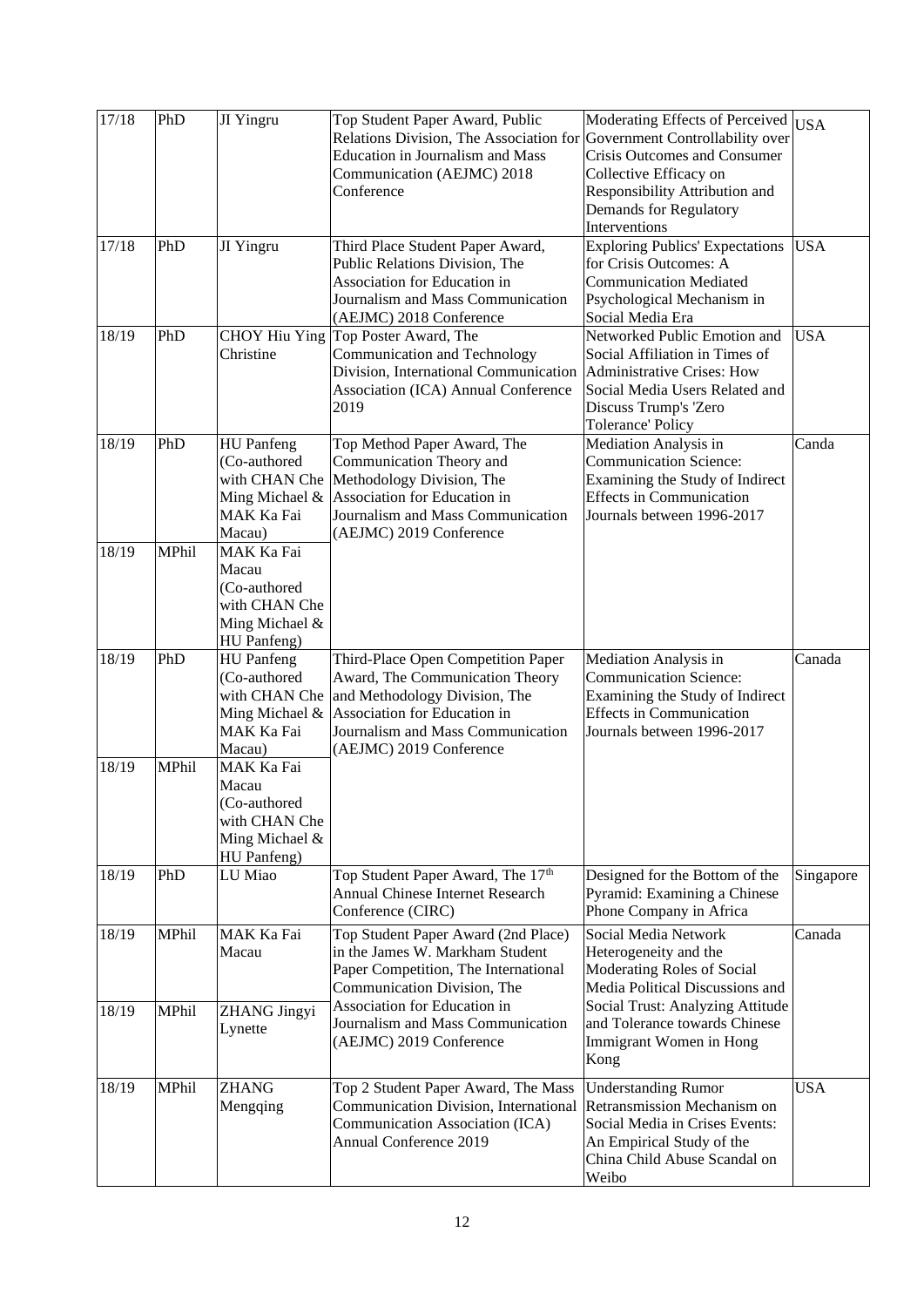| 17/18 | PhD | JI Yingru | Top Student Paper Award, Public Relations Division, The Association for Education in Journalism and Mass Communication (AEJMC) 2018 Conference | Moderating Effects of Perceived Government Controllability over Crisis Outcomes and Consumer Collective Efficacy on Responsibility Attribution and Demands for Regulatory Interventions | USA |
|---|---|---|---|---|---|
| 17/18 | PhD | JI Yingru | Third Place Student Paper Award, Public Relations Division, The Association for Education in Journalism and Mass Communication (AEJMC) 2018 Conference | Exploring Publics' Expectations for Crisis Outcomes: A Communication Mediated Psychological Mechanism in Social Media Era | USA |
| 18/19 | PhD | CHOY Hiu Ying Christine | Top Poster Award, The Communication and Technology Division, International Communication Association (ICA) Annual Conference 2019 | Networked Public Emotion and Social Affiliation in Times of Administrative Crises: How Social Media Users Related and Discuss Trump's 'Zero Tolerance' Policy | USA |
| 18/19 | PhD | HU Panfeng (Co-authored with CHAN Che Ming Michael & MAK Ka Fai Macau) | Top Method Paper Award, The Communication Theory and Methodology Division, The Association for Education in Journalism and Mass Communication (AEJMC) 2019 Conference | Mediation Analysis in Communication Science: Examining the Study of Indirect Effects in Communication Journals between 1996-2017 | Canda |
| 18/19 | MPhil | MAK Ka Fai Macau (Co-authored with CHAN Che Ming Michael & HU Panfeng) | | | |
| 18/19 | PhD | HU Panfeng (Co-authored with CHAN Che Ming Michael & MAK Ka Fai Macau) | Third-Place Open Competition Paper Award, The Communication Theory and Methodology Division, The Association for Education in Journalism and Mass Communication (AEJMC) 2019 Conference | Mediation Analysis in Communication Science: Examining the Study of Indirect Effects in Communication Journals between 1996-2017 | Canada |
| 18/19 | MPhil | MAK Ka Fai Macau (Co-authored with CHAN Che Ming Michael & HU Panfeng) | | | |
| 18/19 | PhD | LU Miao | Top Student Paper Award, The 17th Annual Chinese Internet Research Conference (CIRC) | Designed for the Bottom of the Pyramid: Examining a Chinese Phone Company in Africa | Singapore |
| 18/19 | MPhil | MAK Ka Fai Macau | Top Student Paper Award (2nd Place) in the James W. Markham Student Paper Competition, The International Communication Division, The Association for Education in Journalism and Mass Communication (AEJMC) 2019 Conference | Social Media Network Heterogeneity and the Moderating Roles of Social Media Political Discussions and Social Trust: Analyzing Attitude and Tolerance towards Chinese Immigrant Women in Hong Kong | Canada |
| 18/19 | MPhil | ZHANG Jingyi Lynette | | | |
| 18/19 | MPhil | ZHANG Mengqing | Top 2 Student Paper Award, The Mass Communication Division, International Communication Association (ICA) Annual Conference 2019 | Understanding Rumor Retransmission Mechanism on Social Media in Crises Events: An Empirical Study of the China Child Abuse Scandal on Weibo | USA |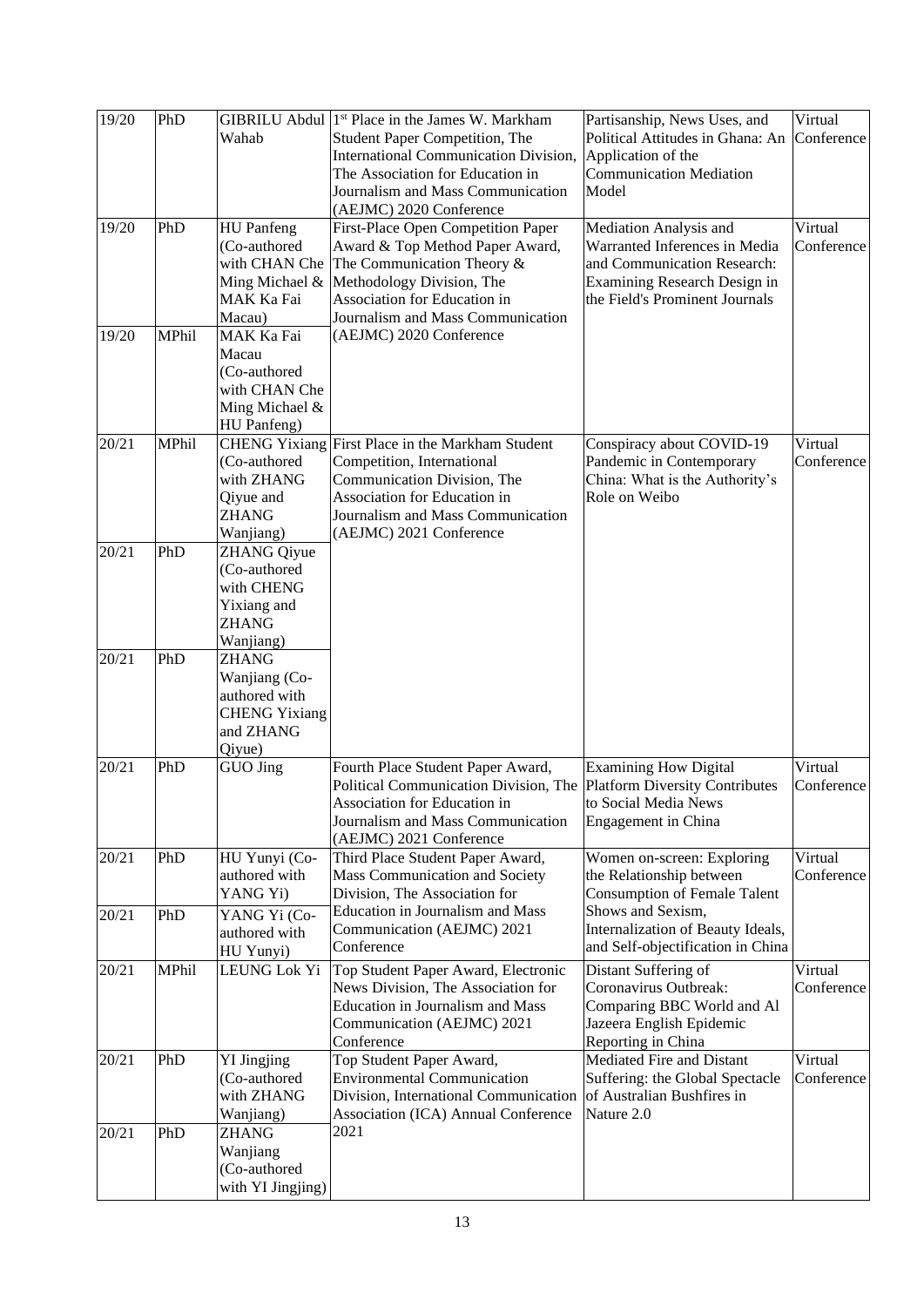| 19/20 | PhD | GIBRILU Abdul Wahab | 1st Place in the James W. Markham Student Paper Competition, The International Communication Division, The Association for Education in Journalism and Mass Communication (AEJMC) 2020 Conference | Partisanship, News Uses, and Political Attitudes in Ghana: An Application of the Communication Mediation Model | Virtual Conference |
|---|---|---|---|---|---|
| 19/20 | PhD | HU Panfeng (Co-authored with CHAN Che Ming Michael & MAK Ka Fai Macau) | First-Place Open Competition Paper Award & Top Method Paper Award, The Communication Theory & Methodology Division, The Association for Education in Journalism and Mass Communication (AEJMC) 2020 Conference | Mediation Analysis and Warranted Inferences in Media and Communication Research: Examining Research Design in the Field's Prominent Journals | Virtual Conference |
| 19/20 | MPhil | MAK Ka Fai Macau (Co-authored with CHAN Che Ming Michael & HU Panfeng) | | | |
| 20/21 | MPhil | CHENG Yixiang (Co-authored with ZHANG Qiyue and ZHANG Wanjiang) | First Place in the Markham Student Competition, International Communication Division, The Association for Education in Journalism and Mass Communication (AEJMC) 2021 Conference | Conspiracy about COVID-19 Pandemic in Contemporary China: What is the Authority's Role on Weibo | Virtual Conference |
| 20/21 | PhD | ZHANG Qiyue (Co-authored with CHENG Yixiang and ZHANG Wanjiang) | | | |
| 20/21 | PhD | ZHANG Wanjiang (Co-authored with CHENG Yixiang and ZHANG Qiyue) | | | |
| 20/21 | PhD | GUO Jing | Fourth Place Student Paper Award, Political Communication Division, The Association for Education in Journalism and Mass Communication (AEJMC) 2021 Conference | Examining How Digital Platform Diversity Contributes to Social Media News Engagement in China | Virtual Conference |
| 20/21 | PhD | HU Yunyi (Co-authored with YANG Yi) | Third Place Student Paper Award, Mass Communication and Society Division, The Association for Education in Journalism and Mass Communication (AEJMC) 2021 Conference | Women on-screen: Exploring the Relationship between Consumption of Female Talent Shows and Sexism, Internalization of Beauty Ideals, and Self-objectification in China | Virtual Conference |
| 20/21 | PhD | YANG Yi (Co-authored with HU Yunyi) | | | |
| 20/21 | MPhil | LEUNG Lok Yi | Top Student Paper Award, Electronic News Division, The Association for Education in Journalism and Mass Communication (AEJMC) 2021 Conference | Distant Suffering of Coronavirus Outbreak: Comparing BBC World and Al Jazeera English Epidemic Reporting in China | Virtual Conference |
| 20/21 | PhD | YI Jingjing (Co-authored with ZHANG Wanjiang) | Top Student Paper Award, Environmental Communication Division, International Communication Association (ICA) Annual Conference 2021 | Mediated Fire and Distant Suffering: the Global Spectacle of Australian Bushfires in Nature 2.0 | Virtual Conference |
| 20/21 | PhD | ZHANG Wanjiang (Co-authored with YI Jingjing) | | | |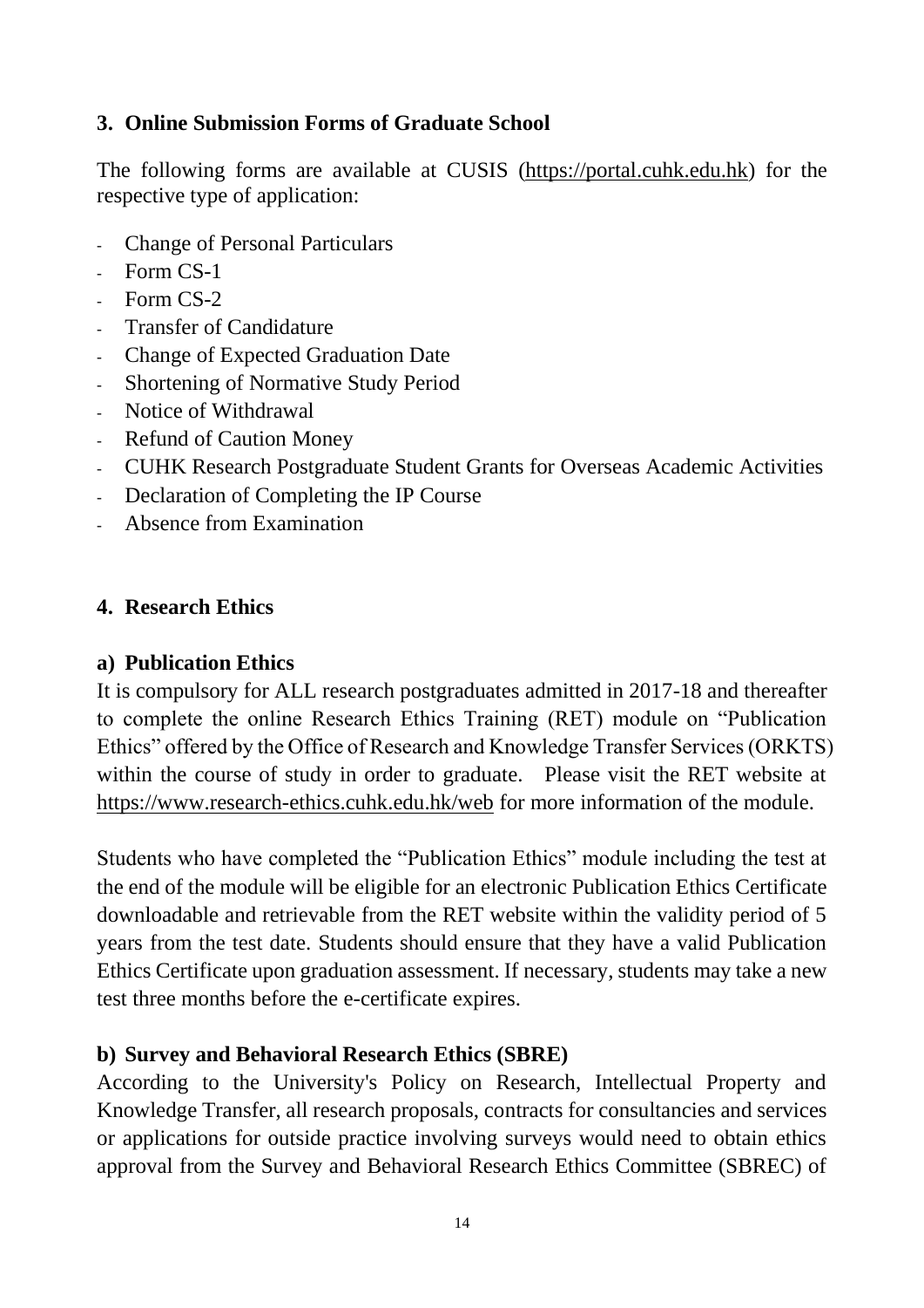## 3. Online Submission Forms of Graduate School

The following forms are available at CUSIS (https://portal.cuhk.edu.hk) for the respective type of application:

- Change of Personal Particulars
- Form CS-1
- Form CS-2
- Transfer of Candidature
- Change of Expected Graduation Date
- Shortening of Normative Study Period
- Notice of Withdrawal
- Refund of Caution Money
- CUHK Research Postgraduate Student Grants for Overseas Academic Activities
- Declaration of Completing the IP Course
- Absence from Examination

## 4. Research Ethics

### a) Publication Ethics

It is compulsory for ALL research postgraduates admitted in 2017-18 and thereafter to complete the online Research Ethics Training (RET) module on "Publication Ethics" offered by the Office of Research and Knowledge Transfer Services (ORKTS) within the course of study in order to graduate. Please visit the RET website at https://www.research-ethics.cuhk.edu.hk/web for more information of the module.

Students who have completed the "Publication Ethics" module including the test at the end of the module will be eligible for an electronic Publication Ethics Certificate downloadable and retrievable from the RET website within the validity period of 5 years from the test date. Students should ensure that they have a valid Publication Ethics Certificate upon graduation assessment. If necessary, students may take a new test three months before the e-certificate expires.

### b) Survey and Behavioral Research Ethics (SBRE)

According to the University's Policy on Research, Intellectual Property and Knowledge Transfer, all research proposals, contracts for consultancies and services or applications for outside practice involving surveys would need to obtain ethics approval from the Survey and Behavioral Research Ethics Committee (SBREC) of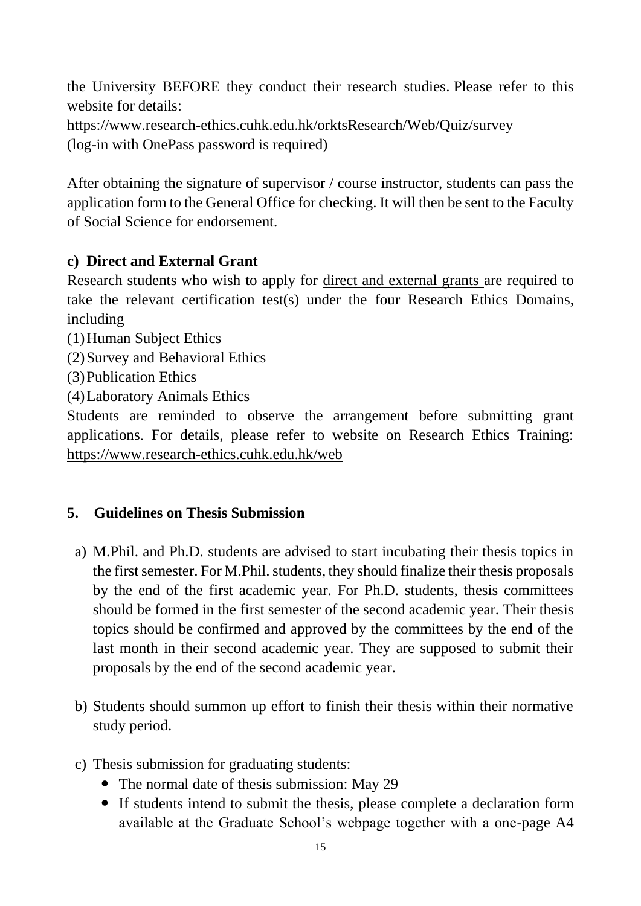the University BEFORE they conduct their research studies. Please refer to this website for details:
https://www.research-ethics.cuhk.edu.hk/orktsResearch/Web/Quiz/survey
(log-in with OnePass password is required)

After obtaining the signature of supervisor / course instructor, students can pass the application form to the General Office for checking. It will then be sent to the Faculty of Social Science for endorsement.

**c) Direct and External Grant**

Research students who wish to apply for direct and external grants are required to take the relevant certification test(s) under the four Research Ethics Domains, including

(1) Human Subject Ethics
(2) Survey and Behavioral Ethics
(3) Publication Ethics
(4) Laboratory Animals Ethics

Students are reminded to observe the arrangement before submitting grant applications. For details, please refer to website on Research Ethics Training: https://www.research-ethics.cuhk.edu.hk/web

## 5. Guidelines on Thesis Submission

a) M.Phil. and Ph.D. students are advised to start incubating their thesis topics in the first semester. For M.Phil. students, they should finalize their thesis proposals by the end of the first academic year. For Ph.D. students, thesis committees should be formed in the first semester of the second academic year. Their thesis topics should be confirmed and approved by the committees by the end of the last month in their second academic year. They are supposed to submit their proposals by the end of the second academic year.

b) Students should summon up effort to finish their thesis within their normative study period.

c) Thesis submission for graduating students:
   - The normal date of thesis submission: May 29
   - If students intend to submit the thesis, please complete a declaration form available at the Graduate School's webpage together with a one-page A4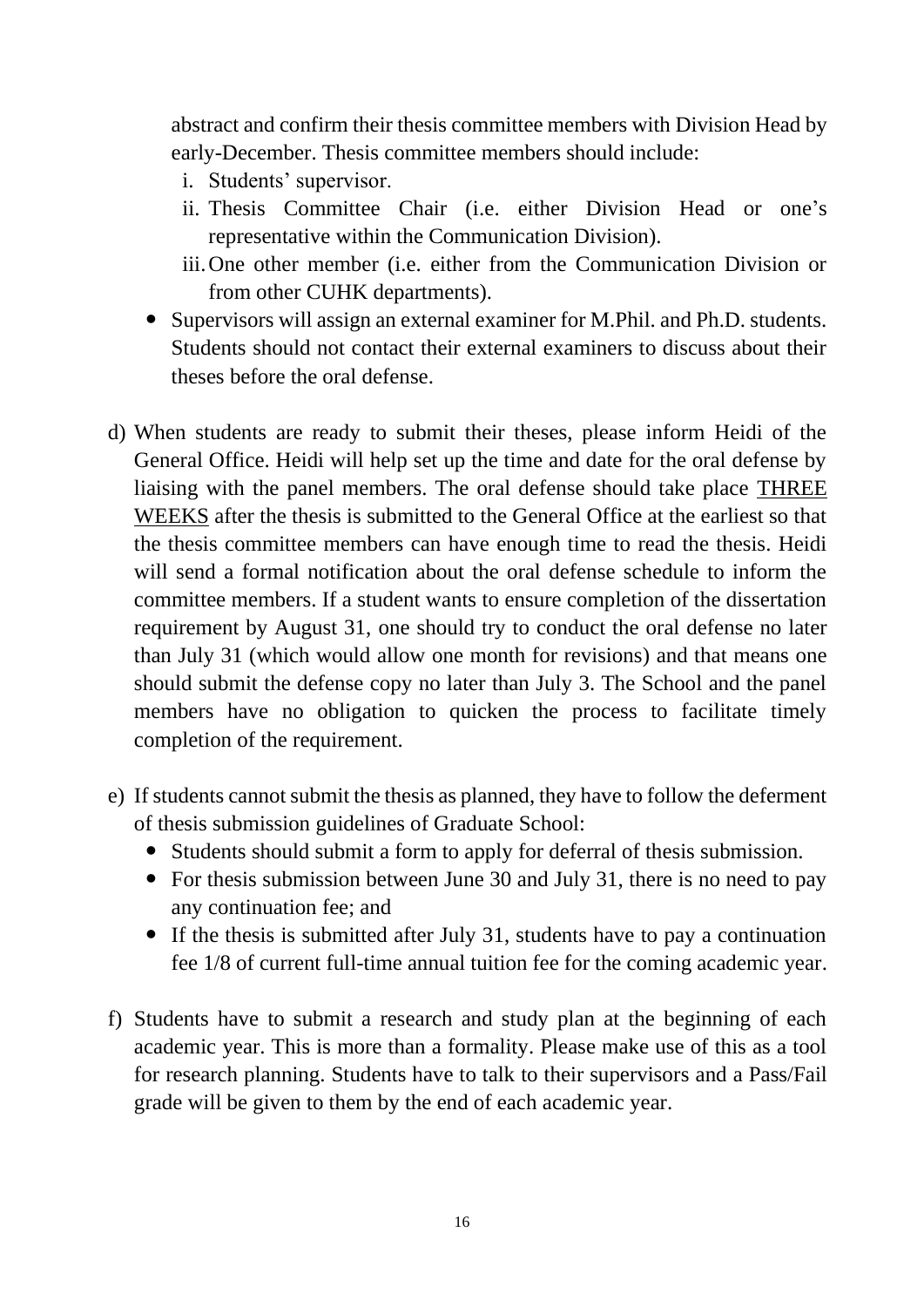abstract and confirm their thesis committee members with Division Head by early-December. Thesis committee members should include:

   i. Students' supervisor.
   ii. Thesis Committee Chair (i.e. either Division Head or one's representative within the Communication Division).
   iii. One other member (i.e. either from the Communication Division or from other CUHK departments).

- Supervisors will assign an external examiner for M.Phil. and Ph.D. students. Students should not contact their external examiners to discuss about their theses before the oral defense.

d) When students are ready to submit their theses, please inform Heidi of the General Office. Heidi will help set up the time and date for the oral defense by liaising with the panel members. The oral defense should take place <u>THREE WEEKS</u> after the thesis is submitted to the General Office at the earliest so that the thesis committee members can have enough time to read the thesis. Heidi will send a formal notification about the oral defense schedule to inform the committee members. If a student wants to ensure completion of the dissertation requirement by August 31, one should try to conduct the oral defense no later than July 31 (which would allow one month for revisions) and that means one should submit the defense copy no later than July 3. The School and the panel members have no obligation to quicken the process to facilitate timely completion of the requirement.

e) If students cannot submit the thesis as planned, they have to follow the deferment of thesis submission guidelines of Graduate School:
   - Students should submit a form to apply for deferral of thesis submission.
   - For thesis submission between June 30 and July 31, there is no need to pay any continuation fee; and
   - If the thesis is submitted after July 31, students have to pay a continuation fee 1/8 of current full-time annual tuition fee for the coming academic year.

f) Students have to submit a research and study plan at the beginning of each academic year. This is more than a formality. Please make use of this as a tool for research planning. Students have to talk to their supervisors and a Pass/Fail grade will be given to them by the end of each academic year.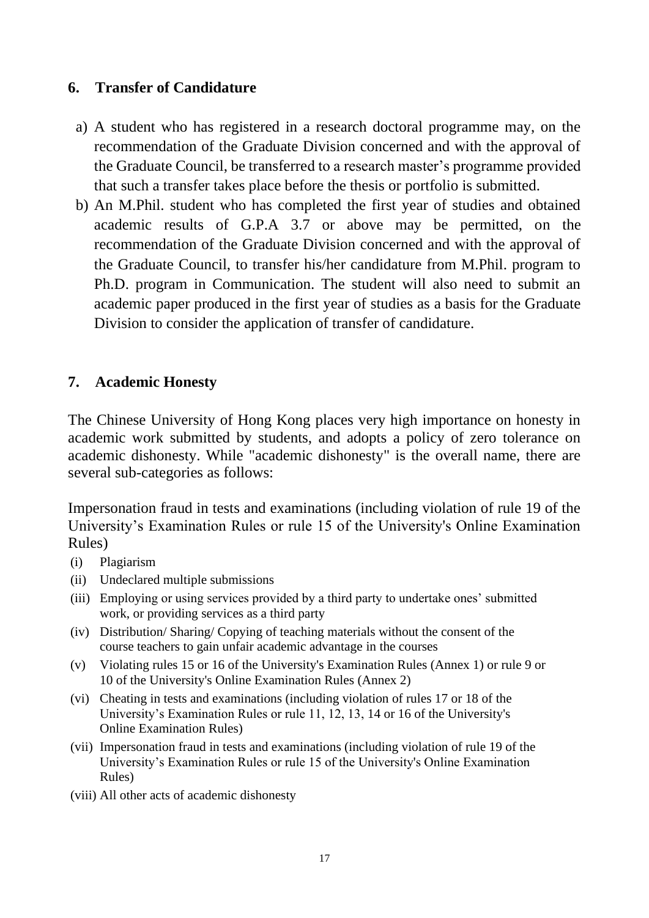## 6. Transfer of Candidature

a) A student who has registered in a research doctoral programme may, on the recommendation of the Graduate Division concerned and with the approval of the Graduate Council, be transferred to a research master's programme provided that such a transfer takes place before the thesis or portfolio is submitted.

b) An M.Phil. student who has completed the first year of studies and obtained academic results of G.P.A 3.7 or above may be permitted, on the recommendation of the Graduate Division concerned and with the approval of the Graduate Council, to transfer his/her candidature from M.Phil. program to Ph.D. program in Communication. The student will also need to submit an academic paper produced in the first year of studies as a basis for the Graduate Division to consider the application of transfer of candidature.

## 7. Academic Honesty

The Chinese University of Hong Kong places very high importance on honesty in academic work submitted by students, and adopts a policy of zero tolerance on academic dishonesty. While "academic dishonesty" is the overall name, there are several sub-categories as follows:

Impersonation fraud in tests and examinations (including violation of rule 19 of the University's Examination Rules or rule 15 of the University's Online Examination Rules)

(i) Plagiarism
(ii) Undeclared multiple submissions
(iii) Employing or using services provided by a third party to undertake ones' submitted work, or providing services as a third party
(iv) Distribution/ Sharing/ Copying of teaching materials without the consent of the course teachers to gain unfair academic advantage in the courses
(v) Violating rules 15 or 16 of the University's Examination Rules (Annex 1) or rule 9 or 10 of the University's Online Examination Rules (Annex 2)
(vi) Cheating in tests and examinations (including violation of rules 17 or 18 of the University's Examination Rules or rule 11, 12, 13, 14 or 16 of the University's Online Examination Rules)
(vii) Impersonation fraud in tests and examinations (including violation of rule 19 of the University's Examination Rules or rule 15 of the University's Online Examination Rules)
(viii) All other acts of academic dishonesty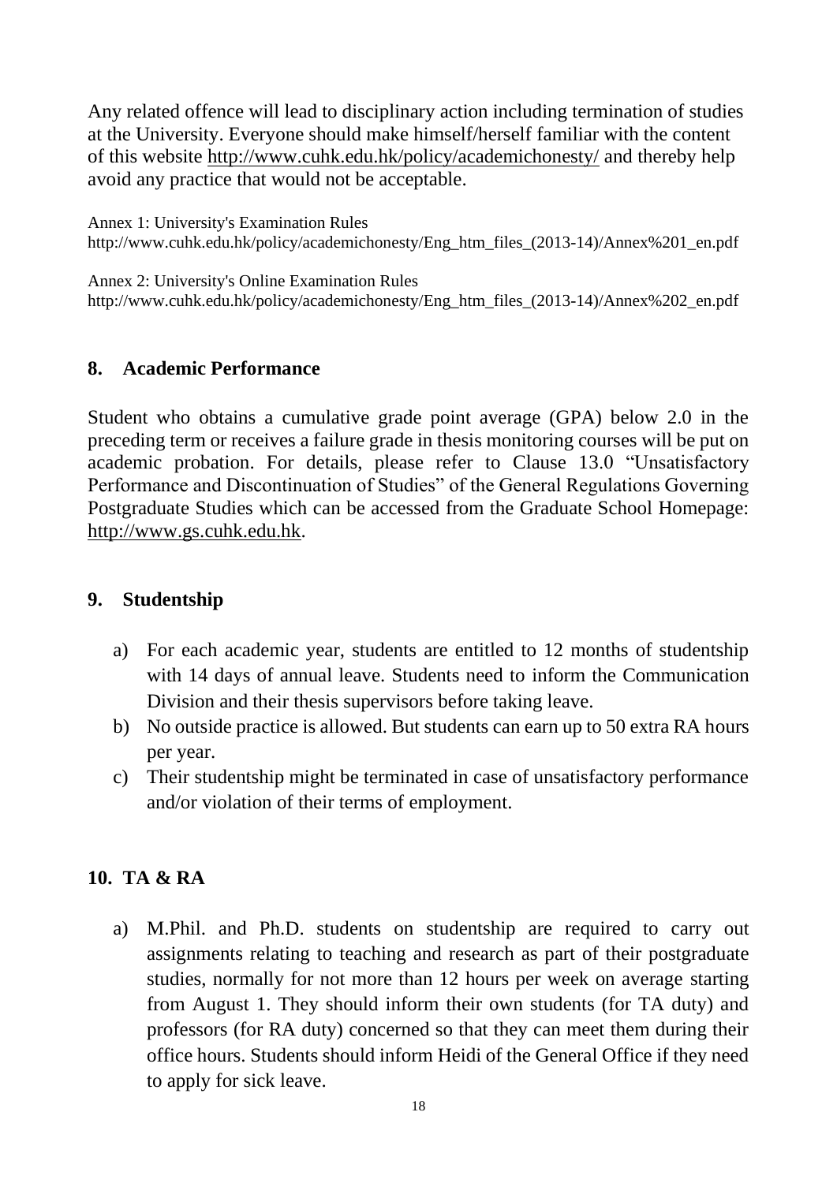Any related offence will lead to disciplinary action including termination of studies at the University. Everyone should make himself/herself familiar with the content of this website http://www.cuhk.edu.hk/policy/academichonesty/ and thereby help avoid any practice that would not be acceptable.

Annex 1: University's Examination Rules
http://www.cuhk.edu.hk/policy/academichonesty/Eng_htm_files_(2013-14)/Annex%201_en.pdf

Annex 2: University's Online Examination Rules
http://www.cuhk.edu.hk/policy/academichonesty/Eng_htm_files_(2013-14)/Annex%202_en.pdf

## 8. Academic Performance

Student who obtains a cumulative grade point average (GPA) below 2.0 in the preceding term or receives a failure grade in thesis monitoring courses will be put on academic probation. For details, please refer to Clause 13.0 "Unsatisfactory Performance and Discontinuation of Studies" of the General Regulations Governing Postgraduate Studies which can be accessed from the Graduate School Homepage: http://www.gs.cuhk.edu.hk.

## 9. Studentship

a) For each academic year, students are entitled to 12 months of studentship with 14 days of annual leave. Students need to inform the Communication Division and their thesis supervisors before taking leave.
b) No outside practice is allowed. But students can earn up to 50 extra RA hours per year.
c) Their studentship might be terminated in case of unsatisfactory performance and/or violation of their terms of employment.

## 10. TA & RA

a) M.Phil. and Ph.D. students on studentship are required to carry out assignments relating to teaching and research as part of their postgraduate studies, normally for not more than 12 hours per week on average starting from August 1. They should inform their own students (for TA duty) and professors (for RA duty) concerned so that they can meet them during their office hours. Students should inform Heidi of the General Office if they need to apply for sick leave.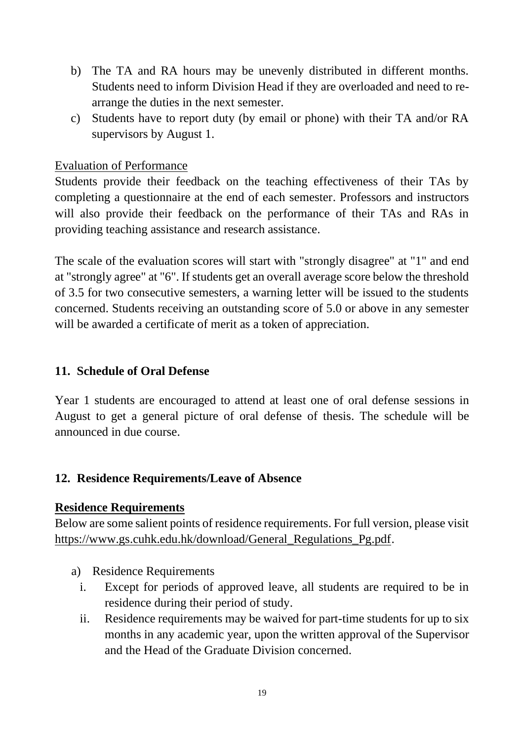b) The TA and RA hours may be unevenly distributed in different months. Students need to inform Division Head if they are overloaded and need to re-arrange the duties in the next semester.

c) Students have to report duty (by email or phone) with their TA and/or RA supervisors by August 1.

Evaluation of Performance

Students provide their feedback on the teaching effectiveness of their TAs by completing a questionnaire at the end of each semester. Professors and instructors will also provide their feedback on the performance of their TAs and RAs in providing teaching assistance and research assistance.

The scale of the evaluation scores will start with "strongly disagree" at "1" and end at "strongly agree" at "6". If students get an overall average score below the threshold of 3.5 for two consecutive semesters, a warning letter will be issued to the students concerned. Students receiving an outstanding score of 5.0 or above in any semester will be awarded a certificate of merit as a token of appreciation.

## 11. Schedule of Oral Defense

Year 1 students are encouraged to attend at least one of oral defense sessions in August to get a general picture of oral defense of thesis. The schedule will be announced in due course.

## 12. Residence Requirements/Leave of Absence

**Residence Requirements**

Below are some salient points of residence requirements. For full version, please visit https://www.gs.cuhk.edu.hk/download/General_Regulations_Pg.pdf.

a) Residence Requirements

  i. Except for periods of approved leave, all students are required to be in residence during their period of study.

  ii. Residence requirements may be waived for part-time students for up to six months in any academic year, upon the written approval of the Supervisor and the Head of the Graduate Division concerned.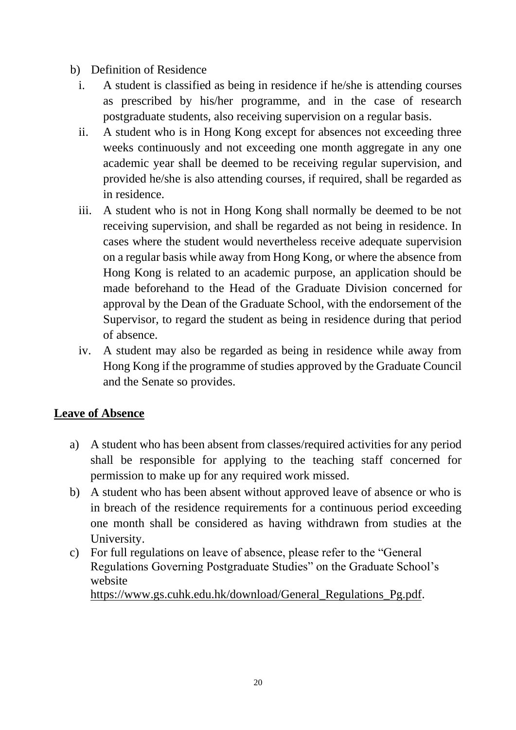b) Definition of Residence

   i. A student is classified as being in residence if he/she is attending courses as prescribed by his/her programme, and in the case of research postgraduate students, also receiving supervision on a regular basis.

   ii. A student who is in Hong Kong except for absences not exceeding three weeks continuously and not exceeding one month aggregate in any one academic year shall be deemed to be receiving regular supervision, and provided he/she is also attending courses, if required, shall be regarded as in residence.

   iii. A student who is not in Hong Kong shall normally be deemed to be not receiving supervision, and shall be regarded as not being in residence. In cases where the student would nevertheless receive adequate supervision on a regular basis while away from Hong Kong, or where the absence from Hong Kong is related to an academic purpose, an application should be made beforehand to the Head of the Graduate Division concerned for approval by the Dean of the Graduate School, with the endorsement of the Supervisor, to regard the student as being in residence during that period of absence.

   iv. A student may also be regarded as being in residence while away from Hong Kong if the programme of studies approved by the Graduate Council and the Senate so provides.

**<u>Leave of Absence</u>**

a) A student who has been absent from classes/required activities for any period shall be responsible for applying to the teaching staff concerned for permission to make up for any required work missed.

b) A student who has been absent without approved leave of absence or who is in breach of the residence requirements for a continuous period exceeding one month shall be considered as having withdrawn from studies at the University.

c) For full regulations on leave of absence, please refer to the "General Regulations Governing Postgraduate Studies" on the Graduate School's website https://www.gs.cuhk.edu.hk/download/General_Regulations_Pg.pdf.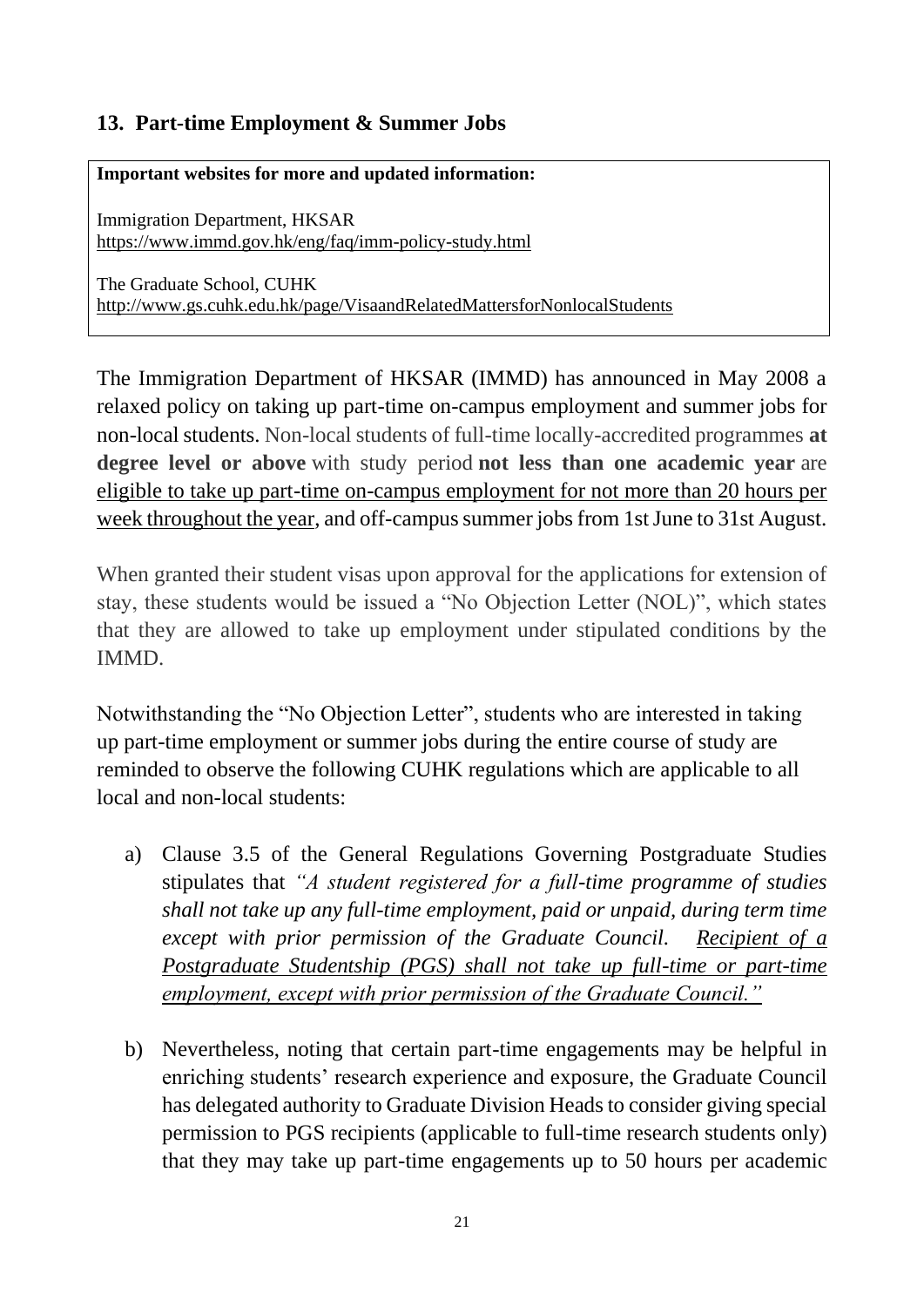## 13. Part-time Employment & Summer Jobs

**Important websites for more and updated information:**

Immigration Department, HKSAR
https://www.immd.gov.hk/eng/faq/imm-policy-study.html

The Graduate School, CUHK
http://www.gs.cuhk.edu.hk/page/VisaandRelatedMattersforNonlocalStudents

The Immigration Department of HKSAR (IMMD) has announced in May 2008 a relaxed policy on taking up part-time on-campus employment and summer jobs for non-local students. Non-local students of full-time locally-accredited programmes **at degree level or above** with study period **not less than one academic year** are eligible to take up part-time on-campus employment for not more than 20 hours per week throughout the year, and off-campus summer jobs from 1st June to 31st August.

When granted their student visas upon approval for the applications for extension of stay, these students would be issued a "No Objection Letter (NOL)", which states that they are allowed to take up employment under stipulated conditions by the IMMD.

Notwithstanding the "No Objection Letter", students who are interested in taking up part-time employment or summer jobs during the entire course of study are reminded to observe the following CUHK regulations which are applicable to all local and non-local students:

a) Clause 3.5 of the General Regulations Governing Postgraduate Studies stipulates that *"A student registered for a full-time programme of studies shall not take up any full-time employment, paid or unpaid, during term time except with prior permission of the Graduate Council. Recipient of a Postgraduate Studentship (PGS) shall not take up full-time or part-time employment, except with prior permission of the Graduate Council."*

b) Nevertheless, noting that certain part-time engagements may be helpful in enriching students' research experience and exposure, the Graduate Council has delegated authority to Graduate Division Heads to consider giving special permission to PGS recipients (applicable to full-time research students only) that they may take up part-time engagements up to 50 hours per academic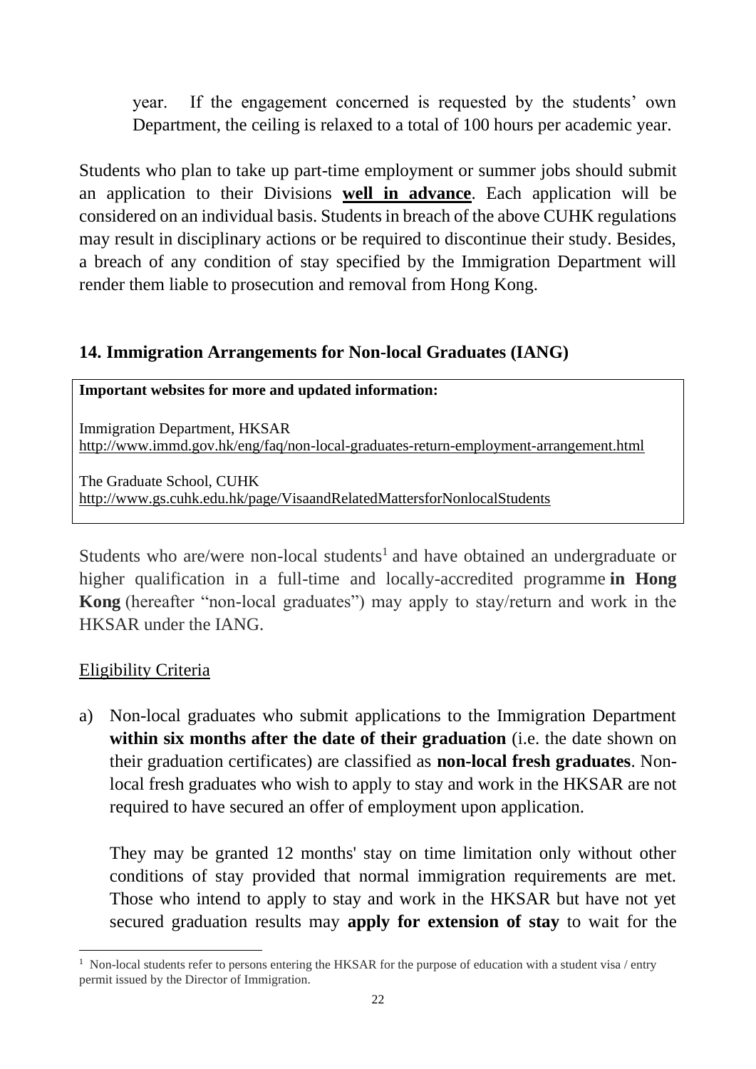year. If the engagement concerned is requested by the students' own Department, the ceiling is relaxed to a total of 100 hours per academic year.

Students who plan to take up part-time employment or summer jobs should submit an application to their Divisions **well in advance**. Each application will be considered on an individual basis. Students in breach of the above CUHK regulations may result in disciplinary actions or be required to discontinue their study. Besides, a breach of any condition of stay specified by the Immigration Department will render them liable to prosecution and removal from Hong Kong.

## 14. Immigration Arrangements for Non-local Graduates (IANG)

**Important websites for more and updated information:**

Immigration Department, HKSAR
http://www.immd.gov.hk/eng/faq/non-local-graduates-return-employment-arrangement.html

The Graduate School, CUHK
http://www.gs.cuhk.edu.hk/page/VisaandRelatedMattersforNonlocalStudents

Students who are/were non-local students[1] and have obtained an undergraduate or higher qualification in a full-time and locally-accredited programme **in Hong Kong** (hereafter "non-local graduates") may apply to stay/return and work in the HKSAR under the IANG.

Eligibility Criteria

a) Non-local graduates who submit applications to the Immigration Department **within six months after the date of their graduation** (i.e. the date shown on their graduation certificates) are classified as **non-local fresh graduates**. Non-local fresh graduates who wish to apply to stay and work in the HKSAR are not required to have secured an offer of employment upon application.

   They may be granted 12 months' stay on time limitation only without other conditions of stay provided that normal immigration requirements are met. Those who intend to apply to stay and work in the HKSAR but have not yet secured graduation results may **apply for extension of stay** to wait for the

[1] Non-local students refer to persons entering the HKSAR for the purpose of education with a student visa / entry permit issued by the Director of Immigration.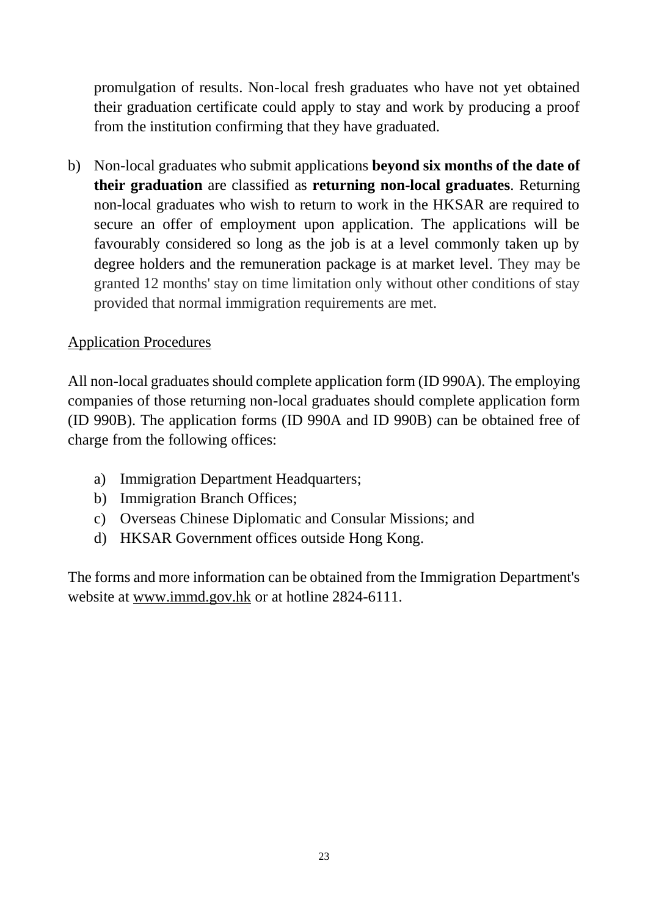promulgation of results. Non-local fresh graduates who have not yet obtained their graduation certificate could apply to stay and work by producing a proof from the institution confirming that they have graduated.

b) Non-local graduates who submit applications **beyond six months of the date of their graduation** are classified as **returning non-local graduates**. Returning non-local graduates who wish to return to work in the HKSAR are required to secure an offer of employment upon application. The applications will be favourably considered so long as the job is at a level commonly taken up by degree holders and the remuneration package is at market level. They may be granted 12 months' stay on time limitation only without other conditions of stay provided that normal immigration requirements are met.

Application Procedures

All non-local graduates should complete application form (ID 990A). The employing companies of those returning non-local graduates should complete application form (ID 990B). The application forms (ID 990A and ID 990B) can be obtained free of charge from the following offices:

a) Immigration Department Headquarters;
b) Immigration Branch Offices;
c) Overseas Chinese Diplomatic and Consular Missions; and
d) HKSAR Government offices outside Hong Kong.

The forms and more information can be obtained from the Immigration Department's website at www.immd.gov.hk or at hotline 2824-6111.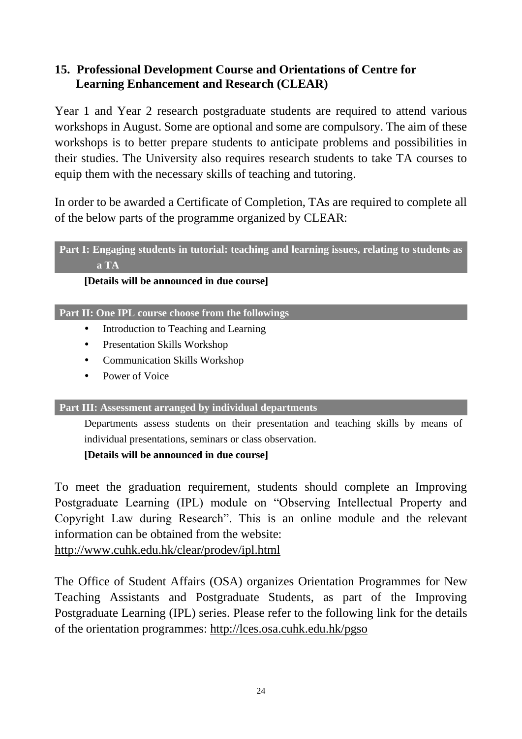## 15. Professional Development Course and Orientations of Centre for Learning Enhancement and Research (CLEAR)

Year 1 and Year 2 research postgraduate students are required to attend various workshops in August. Some are optional and some are compulsory. The aim of these workshops is to better prepare students to anticipate problems and possibilities in their studies. The University also requires research students to take TA courses to equip them with the necessary skills of teaching and tutoring.

In order to be awarded a Certificate of Completion, TAs are required to complete all of the below parts of the programme organized by CLEAR:

**Part I: Engaging students in tutorial: teaching and learning issues, relating to students as a TA**

**[Details will be announced in due course]**

**Part II: One IPL course choose from the followings**

- Introduction to Teaching and Learning
- Presentation Skills Workshop
- Communication Skills Workshop
- Power of Voice

**Part III: Assessment arranged by individual departments**

Departments assess students on their presentation and teaching skills by means of individual presentations, seminars or class observation.

**[Details will be announced in due course]**

To meet the graduation requirement, students should complete an Improving Postgraduate Learning (IPL) module on "Observing Intellectual Property and Copyright Law during Research". This is an online module and the relevant information can be obtained from the website:
http://www.cuhk.edu.hk/clear/prodev/ipl.html

The Office of Student Affairs (OSA) organizes Orientation Programmes for New Teaching Assistants and Postgraduate Students, as part of the Improving Postgraduate Learning (IPL) series. Please refer to the following link for the details of the orientation programmes: http://lces.osa.cuhk.edu.hk/pgso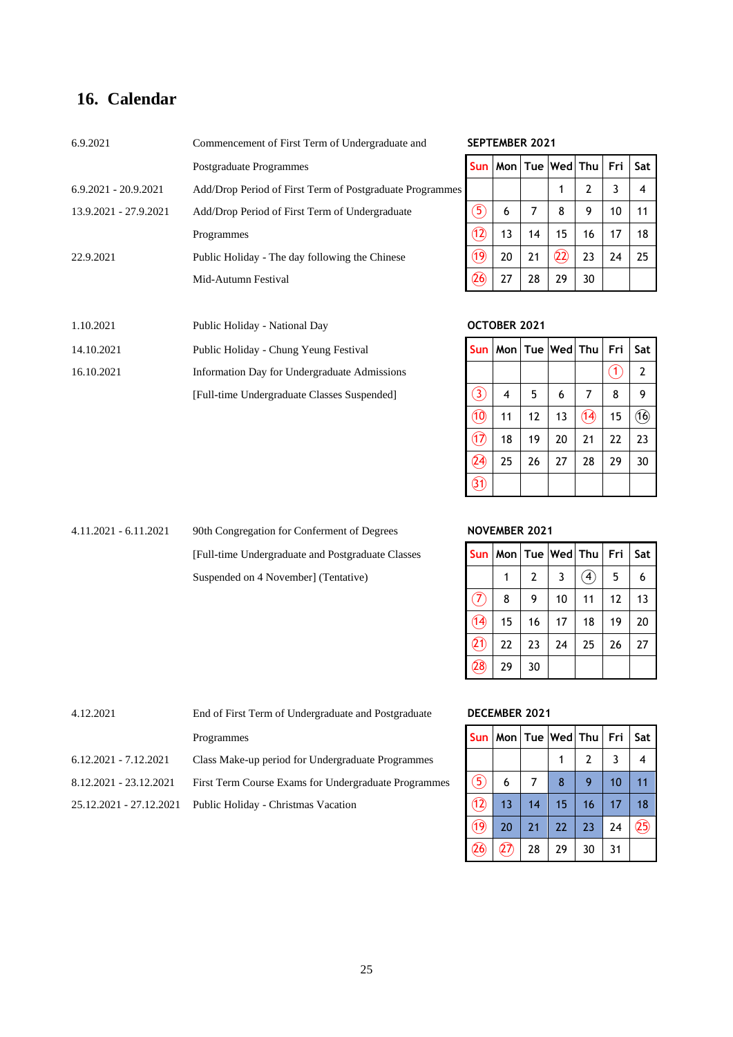## 16. Calendar

| | |
|---|---|
| 6.9.2021 | Commencement of First Term of Undergraduate and Postgraduate Programmes |
| 6.9.2021 - 20.9.2021 | Add/Drop Period of First Term of Postgraduate Programmes |
| 13.9.2021 - 27.9.2021 | Add/Drop Period of First Term of Undergraduate Programmes |
| 22.9.2021 | Public Holiday - The day following the Chinese Mid-Autumn Festival |

**SEPTEMBER 2021**

| Sun | Mon | Tue | Wed | Thu | Fri | Sat |
|---|---|---|---|---|---|---|
| | | | 1 | 2 | 3 | 4 |
| 5 | 6 | 7 | 8 | 9 | 10 | 11 |
| 12 | 13 | 14 | 15 | 16 | 17 | 18 |
| 19 | 20 | 21 | 22 | 23 | 24 | 25 |
| 26 | 27 | 28 | 29 | 30 | | |

| | |
|---|---|
| 1.10.2021 | Public Holiday - National Day |
| 14.10.2021 | Public Holiday - Chung Yeung Festival |
| 16.10.2021 | Information Day for Undergraduate Admissions [Full-time Undergraduate Classes Suspended] |

**OCTOBER 2021**

| Sun | Mon | Tue | Wed | Thu | Fri | Sat |
|---|---|---|---|---|---|---|
| | | | | | 1 | 2 |
| 3 | 4 | 5 | 6 | 7 | 8 | 9 |
| 10 | 11 | 12 | 13 | 14 | 15 | 16 |
| 17 | 18 | 19 | 20 | 21 | 22 | 23 |
| 24 | 25 | 26 | 27 | 28 | 29 | 30 |
| 31 | | | | | | |

| | |
|---|---|
| 4.11.2021 - 6.11.2021 | 90th Congregation for Conferment of Degrees [Full-time Undergraduate and Postgraduate Classes Suspended on 4 November] (Tentative) |

**NOVEMBER 2021**

| Sun | Mon | Tue | Wed | Thu | Fri | Sat |
|---|---|---|---|---|---|---|
| | 1 | 2 | 3 | 4 | 5 | 6 |
| 7 | 8 | 9 | 10 | 11 | 12 | 13 |
| 14 | 15 | 16 | 17 | 18 | 19 | 20 |
| 21 | 22 | 23 | 24 | 25 | 26 | 27 |
| 28 | 29 | 30 | | | | |

| | |
|---|---|
| 4.12.2021 | End of First Term of Undergraduate and Postgraduate Programmes |
| 6.12.2021 - 7.12.2021 | Class Make-up period for Undergraduate Programmes |
| 8.12.2021 - 23.12.2021 | First Term Course Exams for Undergraduate Programmes |
| 25.12.2021 - 27.12.2021 | Public Holiday - Christmas Vacation |

**DECEMBER 2021**

| Sun | Mon | Tue | Wed | Thu | Fri | Sat |
|---|---|---|---|---|---|---|
| | | | 1 | 2 | 3 | 4 |
| 5 | 6 | 7 | 8 | 9 | 10 | 11 |
| 12 | 13 | 14 | 15 | 16 | 17 | 18 |
| 19 | 20 | 21 | 22 | 23 | 24 | 25 |
| 26 | 27 | 28 | 29 | 30 | 31 | |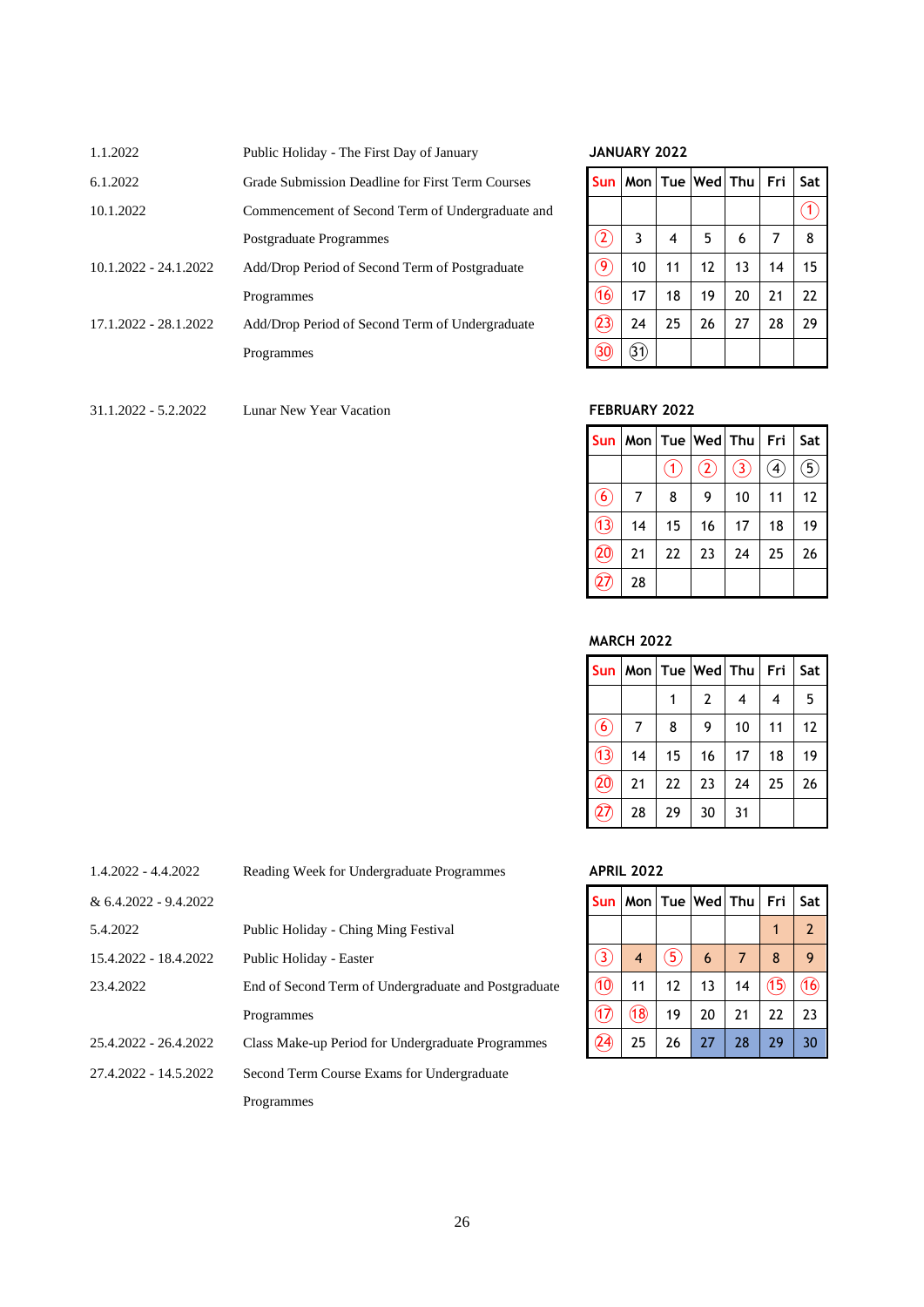| Date | Event |
|---|---|
| 1.1.2022 | Public Holiday - The First Day of January |
| 6.1.2022 | Grade Submission Deadline for First Term Courses |
| 10.1.2022 | Commencement of Second Term of Undergraduate and Postgraduate Programmes |
| 10.1.2022 - 24.1.2022 | Add/Drop Period of Second Term of Postgraduate Programmes |
| 17.1.2022 - 28.1.2022 | Add/Drop Period of Second Term of Undergraduate Programmes |

**JANUARY 2022**

| Sun | Mon | Tue | Wed | Thu | Fri | Sat |
|---|---|---|---|---|---|---|
| | | | | | | ① |
| ② | 3 | 4 | 5 | 6 | 7 | 8 |
| ⑨ | 10 | 11 | 12 | 13 | 14 | 15 |
| ⑯ | 17 | 18 | 19 | 20 | 21 | 22 |
| ㉓ | 24 | 25 | 26 | 27 | 28 | 29 |
| ㉚ | ㉛ | | | | | |

| Date | Event |
|---|---|
| 31.1.2022 - 5.2.2022 | Lunar New Year Vacation |

**FEBRUARY 2022**

| Sun | Mon | Tue | Wed | Thu | Fri | Sat |
|---|---|---|---|---|---|---|
| | | ① | ② | ③ | ④ | ⑤ |
| ⑥ | 7 | 8 | 9 | 10 | 11 | 12 |
| ⑬ | 14 | 15 | 16 | 17 | 18 | 19 |
| ⑳ | 21 | 22 | 23 | 24 | 25 | 26 |
| ㉗ | 28 | | | | | |

**MARCH 2022**

| Sun | Mon | Tue | Wed | Thu | Fri | Sat |
|---|---|---|---|---|---|---|
| | | 1 | 2 | 4 | 4 | 5 |
| ⑥ | 7 | 8 | 9 | 10 | 11 | 12 |
| ⑬ | 14 | 15 | 16 | 17 | 18 | 19 |
| ⑳ | 21 | 22 | 23 | 24 | 25 | 26 |
| ㉗ | 28 | 29 | 30 | 31 | | |

| Date | Event |
|---|---|
| 1.4.2022 - 4.4.2022 & 6.4.2022 - 9.4.2022 | Reading Week for Undergraduate Programmes |
| 5.4.2022 | Public Holiday - Ching Ming Festival |
| 15.4.2022 - 18.4.2022 | Public Holiday - Easter |
| 23.4.2022 | End of Second Term of Undergraduate and Postgraduate Programmes |
| 25.4.2022 - 26.4.2022 | Class Make-up Period for Undergraduate Programmes |
| 27.4.2022 - 14.5.2022 | Second Term Course Exams for Undergraduate Programmes |

**APRIL 2022**

| Sun | Mon | Tue | Wed | Thu | Fri | Sat |
|---|---|---|---|---|---|---|
| | | | | | 1 | 2 |
| ③ | 4 | ⑤ | 6 | 7 | 8 | 9 |
| ⑩ | 11 | 12 | 13 | 14 | ⑮ | ⑯ |
| ⑰ | ⑱ | 19 | 20 | 21 | 22 | 23 |
| ㉔ | 25 | 26 | 27 | 28 | 29 | 30 |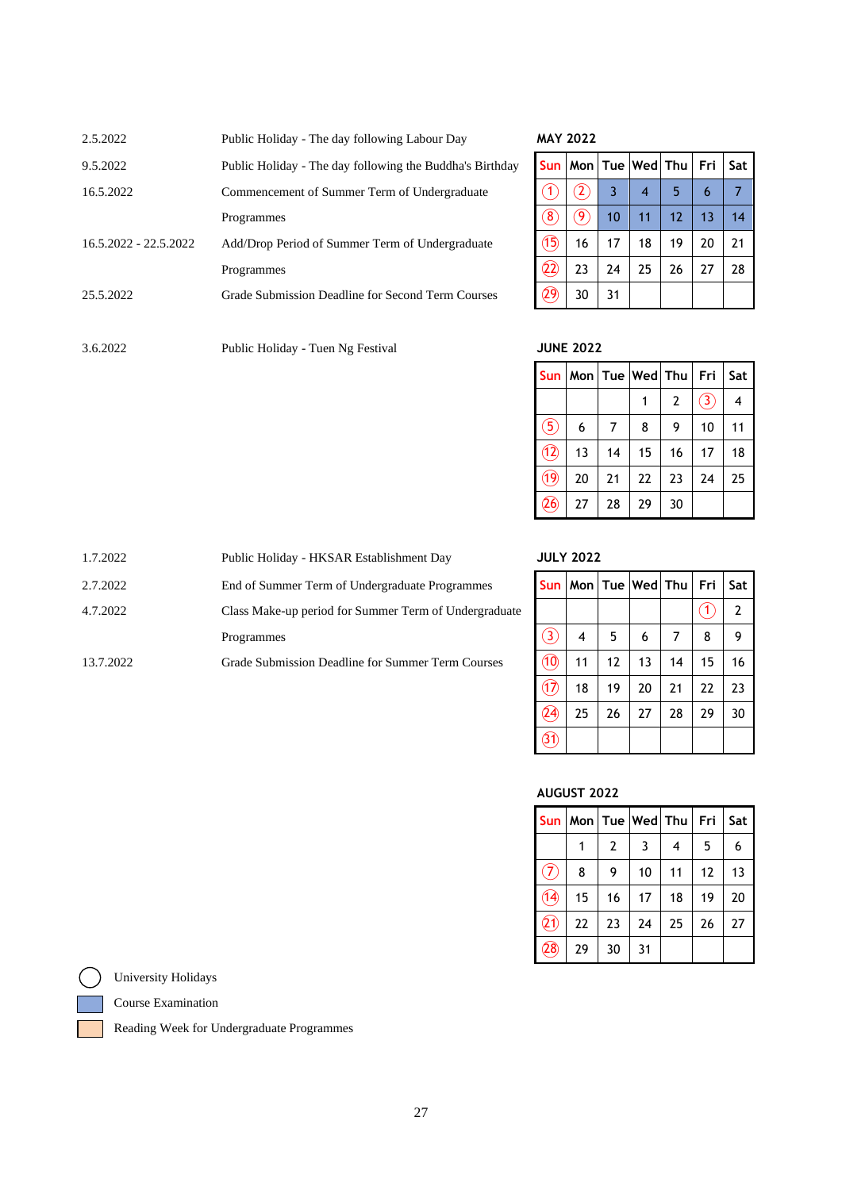| | |
|---|---|
| 2.5.2022 | Public Holiday - The day following Labour Day |
| 9.5.2022 | Public Holiday - The day following the Buddha's Birthday |
| 16.5.2022 | Commencement of Summer Term of Undergraduate Programmes |
| 16.5.2022 - 22.5.2022 | Add/Drop Period of Summer Term of Undergraduate Programmes |
| 25.5.2022 | Grade Submission Deadline for Second Term Courses |

**MAY 2022**

| Sun | Mon | Tue | Wed | Thu | Fri | Sat |
|---|---|---|---|---|---|---|
| 1 | 2 | 3 | 4 | 5 | 6 | 7 |
| 8 | 9 | 10 | 11 | 12 | 13 | 14 |
| 15 | 16 | 17 | 18 | 19 | 20 | 21 |
| 22 | 23 | 24 | 25 | 26 | 27 | 28 |
| 29 | 30 | 31 | | | | |

| | |
|---|---|
| 3.6.2022 | Public Holiday - Tuen Ng Festival |

**JUNE 2022**

| Sun | Mon | Tue | Wed | Thu | Fri | Sat |
|---|---|---|---|---|---|---|
| | | | 1 | 2 | 3 | 4 |
| 5 | 6 | 7 | 8 | 9 | 10 | 11 |
| 12 | 13 | 14 | 15 | 16 | 17 | 18 |
| 19 | 20 | 21 | 22 | 23 | 24 | 25 |
| 26 | 27 | 28 | 29 | 30 | | |

| | |
|---|---|
| 1.7.2022 | Public Holiday - HKSAR Establishment Day |
| 2.7.2022 | End of Summer Term of Undergraduate Programmes |
| 4.7.2022 | Class Make-up period for Summer Term of Undergraduate Programmes |
| 13.7.2022 | Grade Submission Deadline for Summer Term Courses |

**JULY 2022**

| Sun | Mon | Tue | Wed | Thu | Fri | Sat |
|---|---|---|---|---|---|---|
| | | | | | 1 | 2 |
| 3 | 4 | 5 | 6 | 7 | 8 | 9 |
| 10 | 11 | 12 | 13 | 14 | 15 | 16 |
| 17 | 18 | 19 | 20 | 21 | 22 | 23 |
| 24 | 25 | 26 | 27 | 28 | 29 | 30 |
| 31 | | | | | | |

**AUGUST 2022**

| Sun | Mon | Tue | Wed | Thu | Fri | Sat |
|---|---|---|---|---|---|---|
| | 1 | 2 | 3 | 4 | 5 | 6 |
| 7 | 8 | 9 | 10 | 11 | 12 | 13 |
| 14 | 15 | 16 | 17 | 18 | 19 | 20 |
| 21 | 22 | 23 | 24 | 25 | 26 | 27 |
| 28 | 29 | 30 | 31 | | | |

University Holidays

Course Examination

Reading Week for Undergraduate Programmes